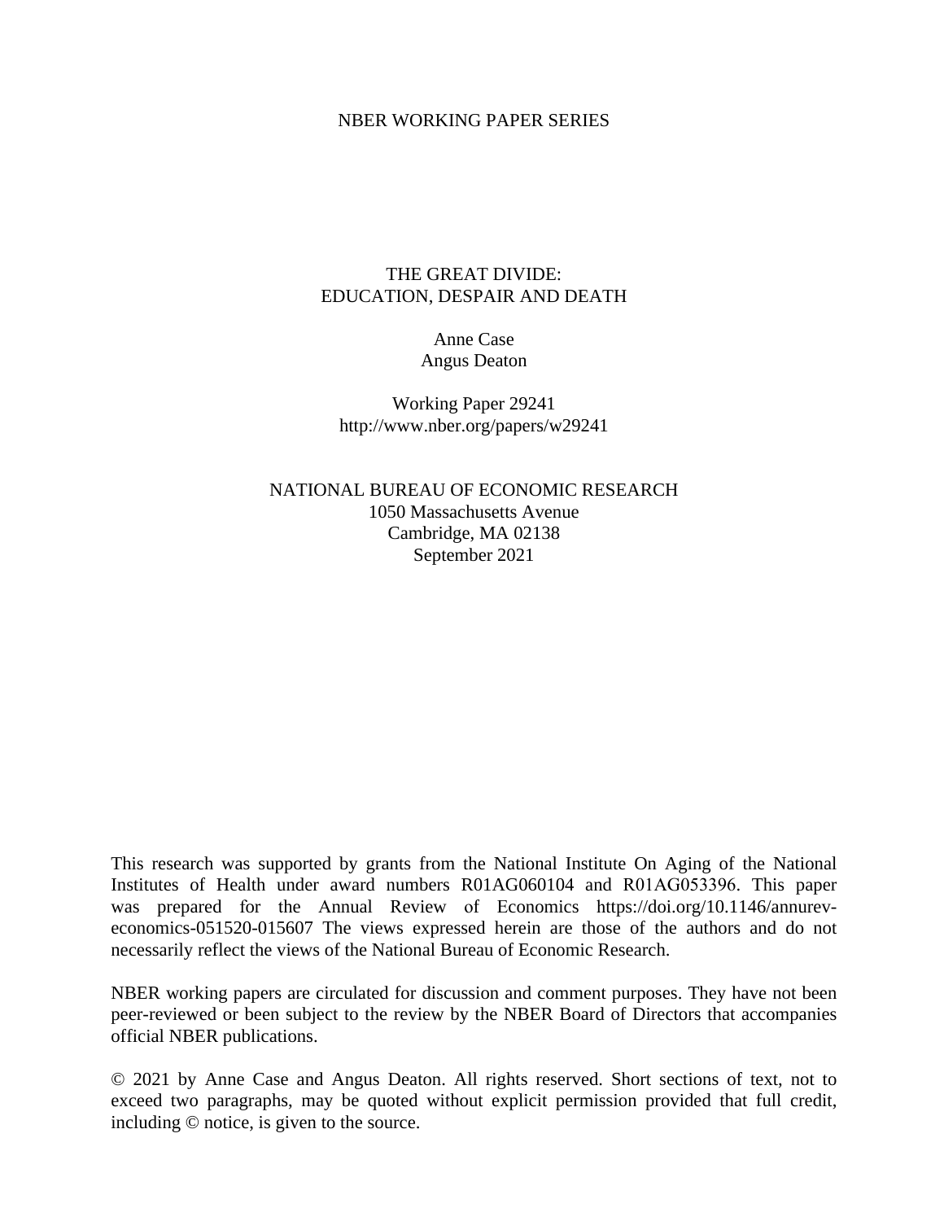NBER WORKING PAPER SERIES

# THE GREAT DIVIDE:
# EDUCATION, DESPAIR AND DEATH

Anne Case
Angus Deaton

Working Paper 29241
http://www.nber.org/papers/w29241

NATIONAL BUREAU OF ECONOMIC RESEARCH
1050 Massachusetts Avenue
Cambridge, MA 02138
September 2021

This research was supported by grants from the National Institute On Aging of the National Institutes of Health under award numbers R01AG060104 and R01AG053396. This paper was prepared for the Annual Review of Economics https://doi.org/10.1146/annurev-economics-051520-015607 The views expressed herein are those of the authors and do not necessarily reflect the views of the National Bureau of Economic Research.

NBER working papers are circulated for discussion and comment purposes. They have not been peer-reviewed or been subject to the review by the NBER Board of Directors that accompanies official NBER publications.

© 2021 by Anne Case and Angus Deaton. All rights reserved. Short sections of text, not to exceed two paragraphs, may be quoted without explicit permission provided that full credit, including © notice, is given to the source.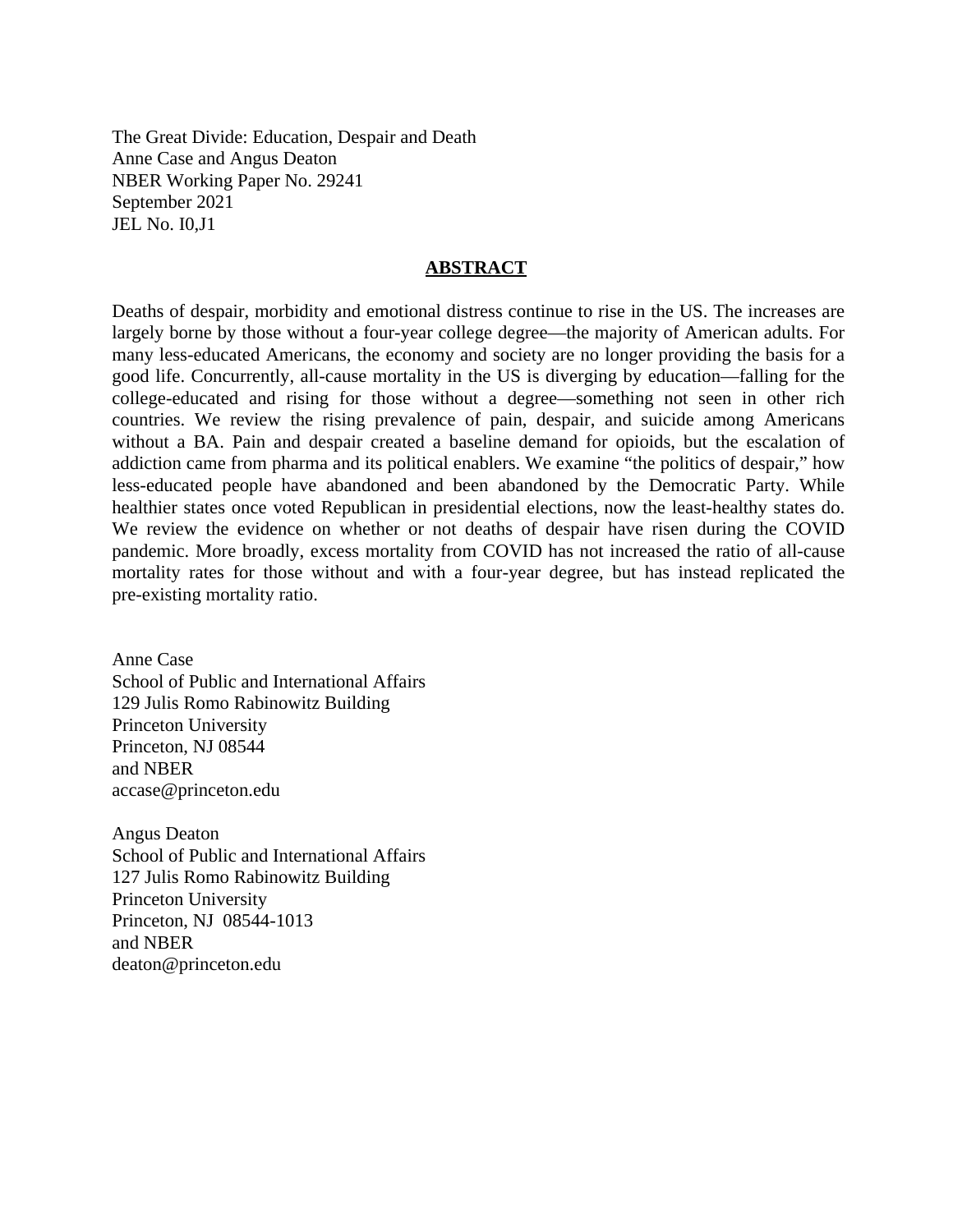The Great Divide: Education, Despair and Death
Anne Case and Angus Deaton
NBER Working Paper No. 29241
September 2021
JEL No. I0,J1

## ABSTRACT

Deaths of despair, morbidity and emotional distress continue to rise in the US. The increases are largely borne by those without a four-year college degree—the majority of American adults. For many less-educated Americans, the economy and society are no longer providing the basis for a good life. Concurrently, all-cause mortality in the US is diverging by education—falling for the college-educated and rising for those without a degree—something not seen in other rich countries. We review the rising prevalence of pain, despair, and suicide among Americans without a BA. Pain and despair created a baseline demand for opioids, but the escalation of addiction came from pharma and its political enablers. We examine "the politics of despair," how less-educated people have abandoned and been abandoned by the Democratic Party. While healthier states once voted Republican in presidential elections, now the least-healthy states do. We review the evidence on whether or not deaths of despair have risen during the COVID pandemic. More broadly, excess mortality from COVID has not increased the ratio of all-cause mortality rates for those without and with a four-year degree, but has instead replicated the pre-existing mortality ratio.

Anne Case
School of Public and International Affairs
129 Julis Romo Rabinowitz Building
Princeton University
Princeton, NJ 08544
and NBER
accase@princeton.edu

Angus Deaton
School of Public and International Affairs
127 Julis Romo Rabinowitz Building
Princeton University
Princeton, NJ 08544-1013
and NBER
deaton@princeton.edu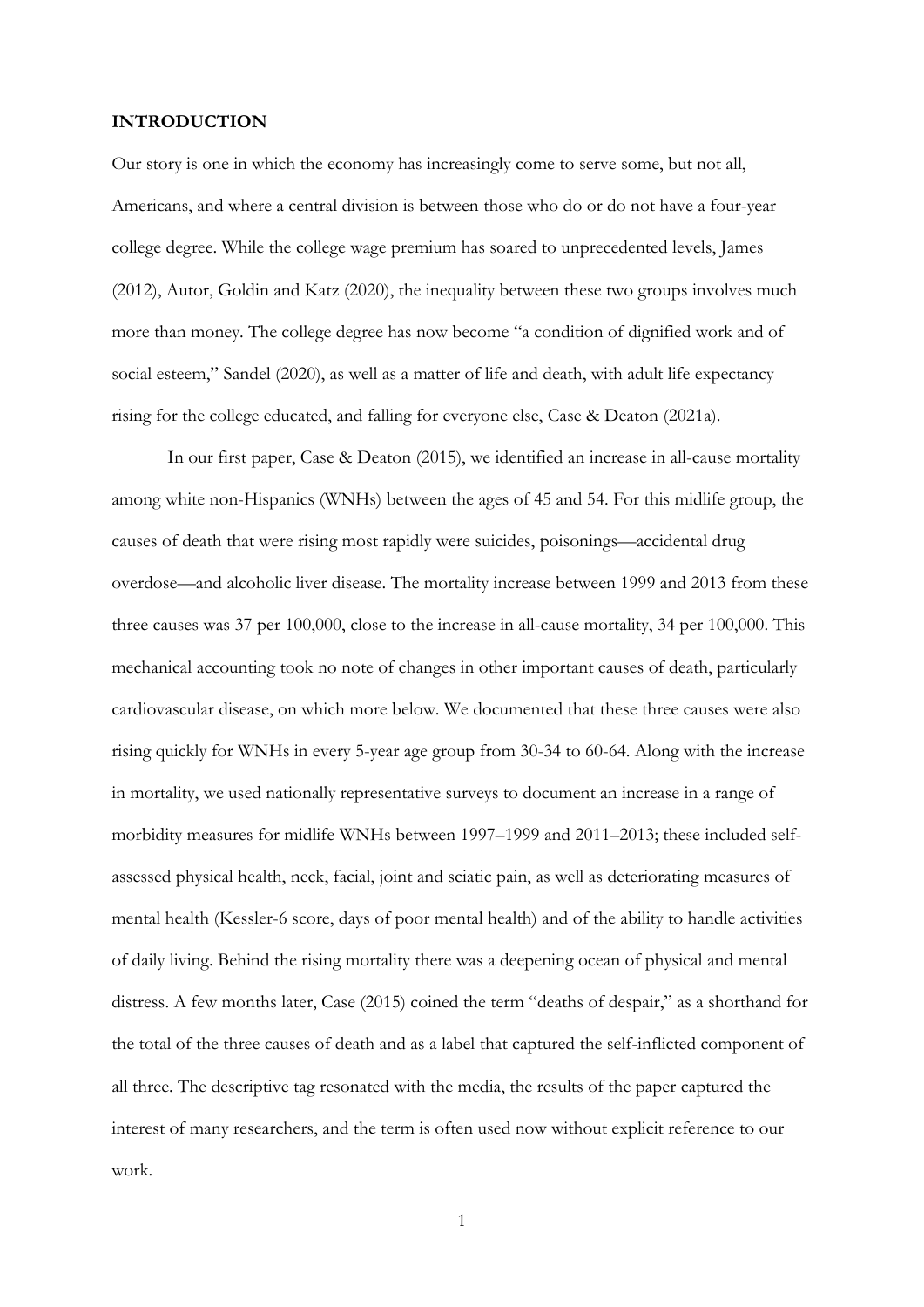**INTRODUCTION**

Our story is one in which the economy has increasingly come to serve some, but not all, Americans, and where a central division is between those who do or do not have a four-year college degree. While the college wage premium has soared to unprecedented levels, James (2012), Autor, Goldin and Katz (2020), the inequality between these two groups involves much more than money. The college degree has now become "a condition of dignified work and of social esteem," Sandel (2020), as well as a matter of life and death, with adult life expectancy rising for the college educated, and falling for everyone else, Case & Deaton (2021a).

In our first paper, Case & Deaton (2015), we identified an increase in all-cause mortality among white non-Hispanics (WNHs) between the ages of 45 and 54. For this midlife group, the causes of death that were rising most rapidly were suicides, poisonings—accidental drug overdose—and alcoholic liver disease. The mortality increase between 1999 and 2013 from these three causes was 37 per 100,000, close to the increase in all-cause mortality, 34 per 100,000. This mechanical accounting took no note of changes in other important causes of death, particularly cardiovascular disease, on which more below. We documented that these three causes were also rising quickly for WNHs in every 5-year age group from 30-34 to 60-64. Along with the increase in mortality, we used nationally representative surveys to document an increase in a range of morbidity measures for midlife WNHs between 1997–1999 and 2011–2013; these included self-assessed physical health, neck, facial, joint and sciatic pain, as well as deteriorating measures of mental health (Kessler-6 score, days of poor mental health) and of the ability to handle activities of daily living. Behind the rising mortality there was a deepening ocean of physical and mental distress. A few months later, Case (2015) coined the term "deaths of despair," as a shorthand for the total of the three causes of death and as a label that captured the self-inflicted component of all three. The descriptive tag resonated with the media, the results of the paper captured the interest of many researchers, and the term is often used now without explicit reference to our work.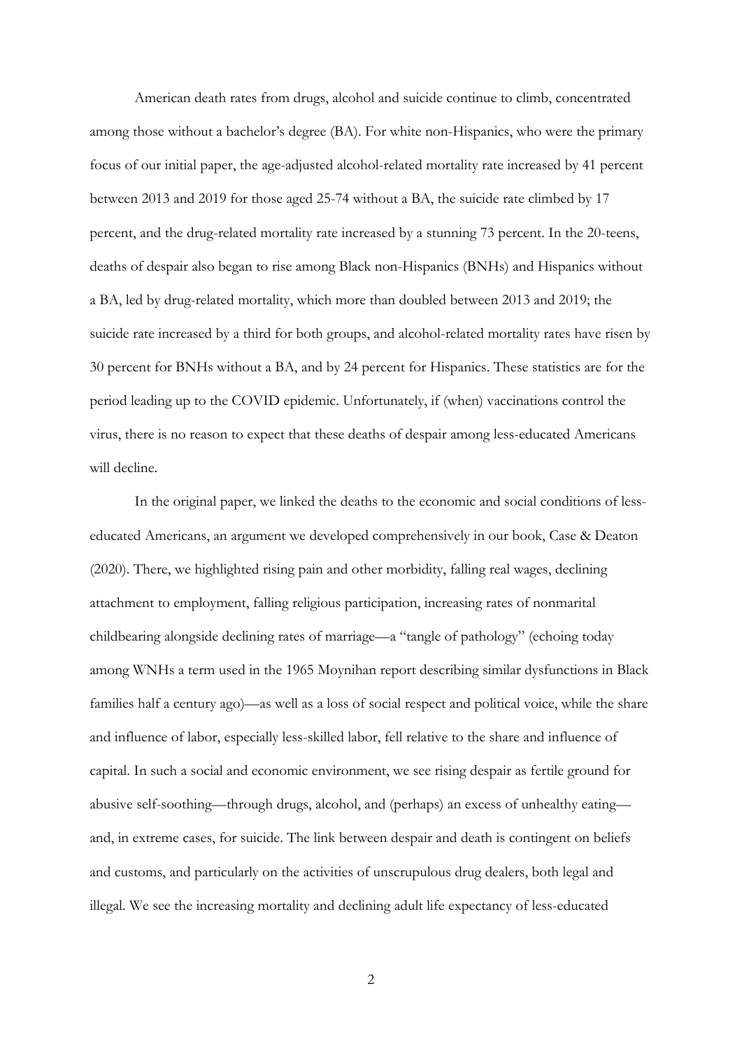American death rates from drugs, alcohol and suicide continue to climb, concentrated among those without a bachelor's degree (BA). For white non-Hispanics, who were the primary focus of our initial paper, the age-adjusted alcohol-related mortality rate increased by 41 percent between 2013 and 2019 for those aged 25-74 without a BA, the suicide rate climbed by 17 percent, and the drug-related mortality rate increased by a stunning 73 percent. In the 20-teens, deaths of despair also began to rise among Black non-Hispanics (BNHs) and Hispanics without a BA, led by drug-related mortality, which more than doubled between 2013 and 2019; the suicide rate increased by a third for both groups, and alcohol-related mortality rates have risen by 30 percent for BNHs without a BA, and by 24 percent for Hispanics. These statistics are for the period leading up to the COVID epidemic. Unfortunately, if (when) vaccinations control the virus, there is no reason to expect that these deaths of despair among less-educated Americans will decline.

In the original paper, we linked the deaths to the economic and social conditions of less-educated Americans, an argument we developed comprehensively in our book, Case & Deaton (2020). There, we highlighted rising pain and other morbidity, falling real wages, declining attachment to employment, falling religious participation, increasing rates of nonmarital childbearing alongside declining rates of marriage—a "tangle of pathology" (echoing today among WNHs a term used in the 1965 Moynihan report describing similar dysfunctions in Black families half a century ago)—as well as a loss of social respect and political voice, while the share and influence of labor, especially less-skilled labor, fell relative to the share and influence of capital. In such a social and economic environment, we see rising despair as fertile ground for abusive self-soothing—through drugs, alcohol, and (perhaps) an excess of unhealthy eating—and, in extreme cases, for suicide. The link between despair and death is contingent on beliefs and customs, and particularly on the activities of unscrupulous drug dealers, both legal and illegal. We see the increasing mortality and declining adult life expectancy of less-educated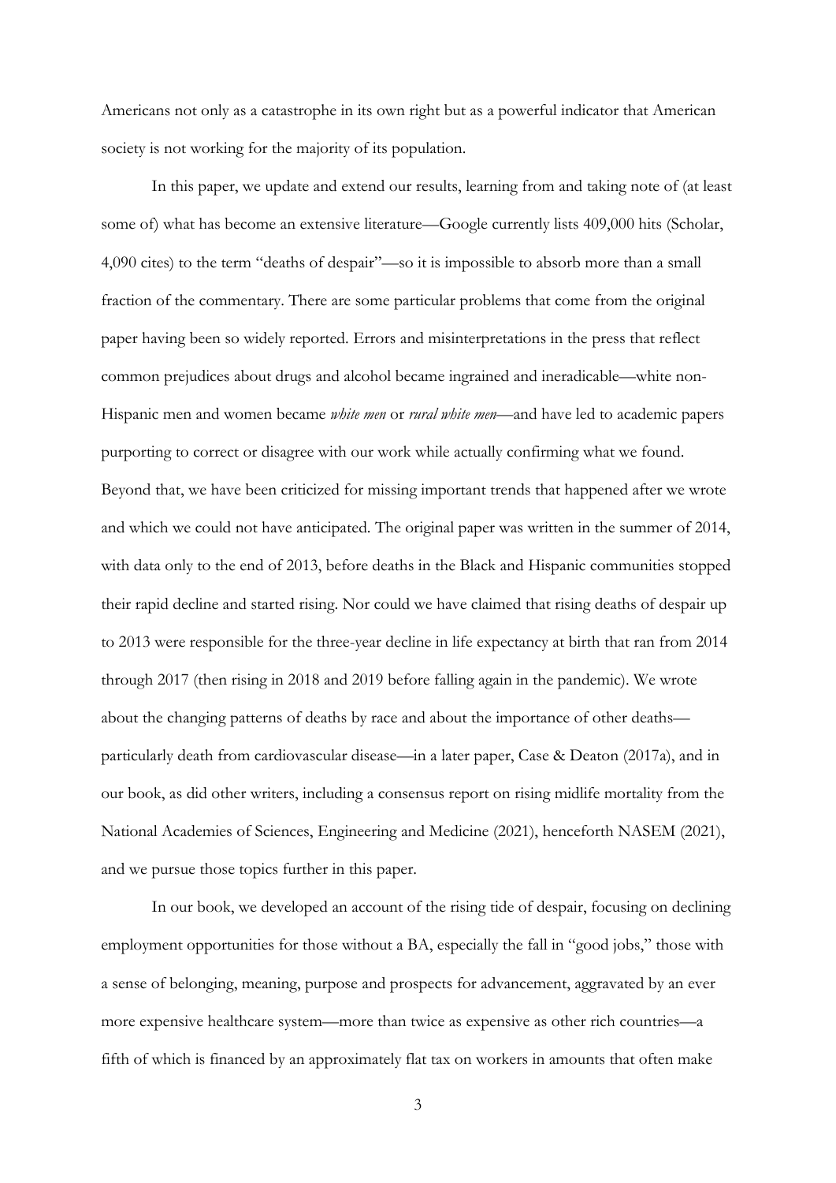Americans not only as a catastrophe in its own right but as a powerful indicator that American society is not working for the majority of its population.

In this paper, we update and extend our results, learning from and taking note of (at least some of) what has become an extensive literature—Google currently lists 409,000 hits (Scholar, 4,090 cites) to the term "deaths of despair"—so it is impossible to absorb more than a small fraction of the commentary. There are some particular problems that come from the original paper having been so widely reported. Errors and misinterpretations in the press that reflect common prejudices about drugs and alcohol became ingrained and ineradicable—white non-Hispanic men and women became *white men* or *rural white men*—and have led to academic papers purporting to correct or disagree with our work while actually confirming what we found. Beyond that, we have been criticized for missing important trends that happened after we wrote and which we could not have anticipated. The original paper was written in the summer of 2014, with data only to the end of 2013, before deaths in the Black and Hispanic communities stopped their rapid decline and started rising. Nor could we have claimed that rising deaths of despair up to 2013 were responsible for the three-year decline in life expectancy at birth that ran from 2014 through 2017 (then rising in 2018 and 2019 before falling again in the pandemic). We wrote about the changing patterns of deaths by race and about the importance of other deaths—particularly death from cardiovascular disease—in a later paper, Case & Deaton (2017a), and in our book, as did other writers, including a consensus report on rising midlife mortality from the National Academies of Sciences, Engineering and Medicine (2021), henceforth NASEM (2021), and we pursue those topics further in this paper.

In our book, we developed an account of the rising tide of despair, focusing on declining employment opportunities for those without a BA, especially the fall in "good jobs," those with a sense of belonging, meaning, purpose and prospects for advancement, aggravated by an ever more expensive healthcare system—more than twice as expensive as other rich countries—a fifth of which is financed by an approximately flat tax on workers in amounts that often make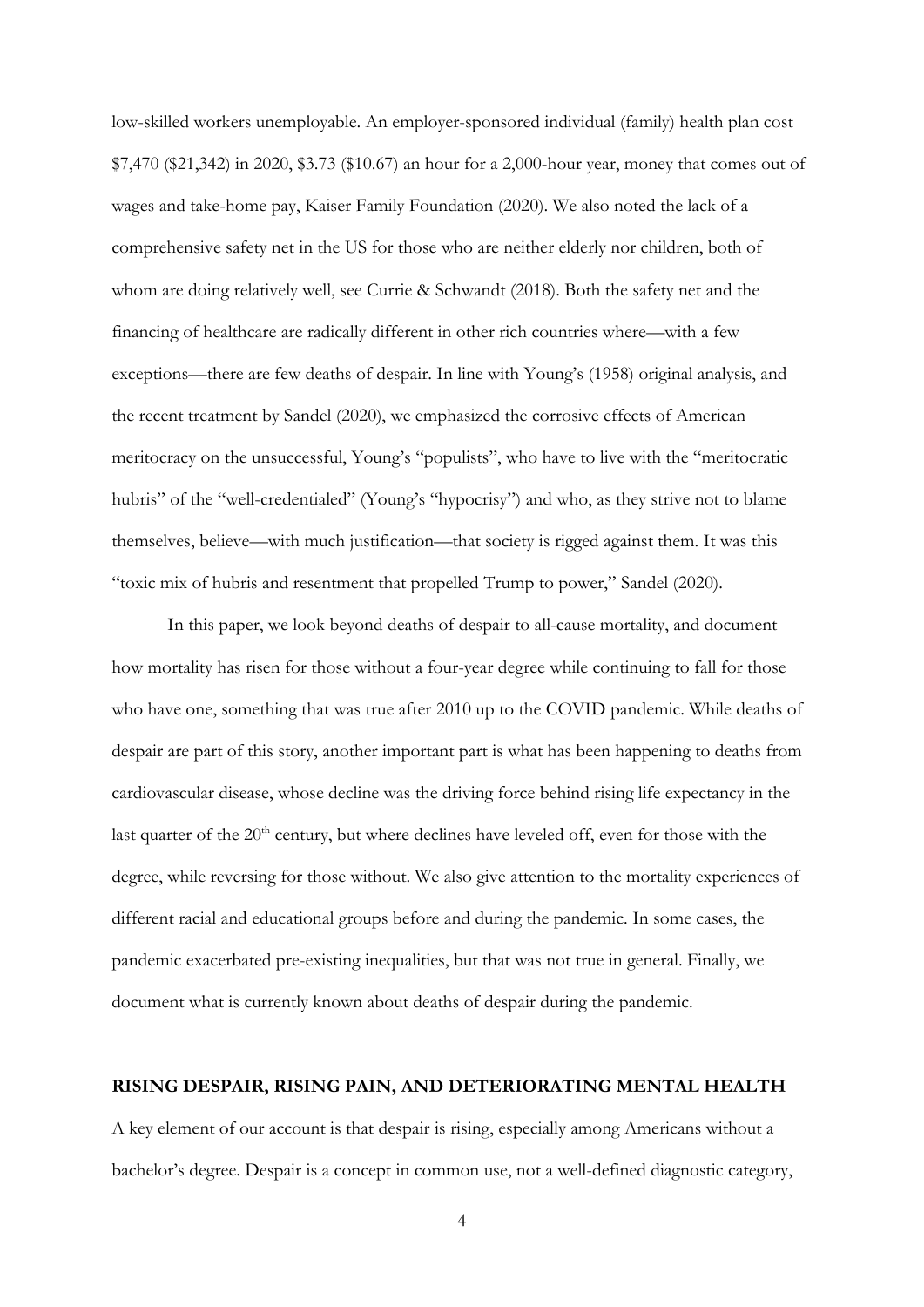low-skilled workers unemployable. An employer-sponsored individual (family) health plan cost $7,470 ($21,342) in 2020, $3.73 ($10.67) an hour for a 2,000-hour year, money that comes out of wages and take-home pay, Kaiser Family Foundation (2020). We also noted the lack of a comprehensive safety net in the US for those who are neither elderly nor children, both of whom are doing relatively well, see Currie & Schwandt (2018). Both the safety net and the financing of healthcare are radically different in other rich countries where—with a few exceptions—there are few deaths of despair. In line with Young's (1958) original analysis, and the recent treatment by Sandel (2020), we emphasized the corrosive effects of American meritocracy on the unsuccessful, Young's "populists", who have to live with the "meritocratic hubris" of the "well-credentialed" (Young's "hypocrisy") and who, as they strive not to blame themselves, believe—with much justification—that society is rigged against them. It was this "toxic mix of hubris and resentment that propelled Trump to power," Sandel (2020).

In this paper, we look beyond deaths of despair to all-cause mortality, and document how mortality has risen for those without a four-year degree while continuing to fall for those who have one, something that was true after 2010 up to the COVID pandemic. While deaths of despair are part of this story, another important part is what has been happening to deaths from cardiovascular disease, whose decline was the driving force behind rising life expectancy in the last quarter of the 20th century, but where declines have leveled off, even for those with the degree, while reversing for those without. We also give attention to the mortality experiences of different racial and educational groups before and during the pandemic. In some cases, the pandemic exacerbated pre-existing inequalities, but that was not true in general. Finally, we document what is currently known about deaths of despair during the pandemic.

## RISING DESPAIR, RISING PAIN, AND DETERIORATING MENTAL HEALTH

A key element of our account is that despair is rising, especially among Americans without a bachelor's degree. Despair is a concept in common use, not a well-defined diagnostic category,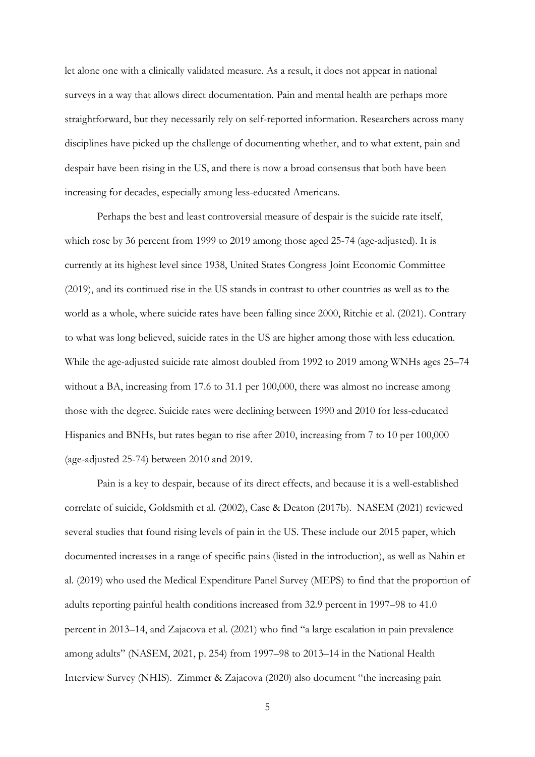let alone one with a clinically validated measure. As a result, it does not appear in national surveys in a way that allows direct documentation. Pain and mental health are perhaps more straightforward, but they necessarily rely on self-reported information. Researchers across many disciplines have picked up the challenge of documenting whether, and to what extent, pain and despair have been rising in the US, and there is now a broad consensus that both have been increasing for decades, especially among less-educated Americans.

Perhaps the best and least controversial measure of despair is the suicide rate itself, which rose by 36 percent from 1999 to 2019 among those aged 25-74 (age-adjusted). It is currently at its highest level since 1938, United States Congress Joint Economic Committee (2019), and its continued rise in the US stands in contrast to other countries as well as to the world as a whole, where suicide rates have been falling since 2000, Ritchie et al. (2021). Contrary to what was long believed, suicide rates in the US are higher among those with less education. While the age-adjusted suicide rate almost doubled from 1992 to 2019 among WNHs ages 25–74 without a BA, increasing from 17.6 to 31.1 per 100,000, there was almost no increase among those with the degree. Suicide rates were declining between 1990 and 2010 for less-educated Hispanics and BNHs, but rates began to rise after 2010, increasing from 7 to 10 per 100,000 (age-adjusted 25-74) between 2010 and 2019.

Pain is a key to despair, because of its direct effects, and because it is a well-established correlate of suicide, Goldsmith et al. (2002), Case & Deaton (2017b). NASEM (2021) reviewed several studies that found rising levels of pain in the US. These include our 2015 paper, which documented increases in a range of specific pains (listed in the introduction), as well as Nahin et al. (2019) who used the Medical Expenditure Panel Survey (MEPS) to find that the proportion of adults reporting painful health conditions increased from 32.9 percent in 1997–98 to 41.0 percent in 2013–14, and Zajacova et al. (2021) who find "a large escalation in pain prevalence among adults" (NASEM, 2021, p. 254) from 1997–98 to 2013–14 in the National Health Interview Survey (NHIS). Zimmer & Zajacova (2020) also document "the increasing pain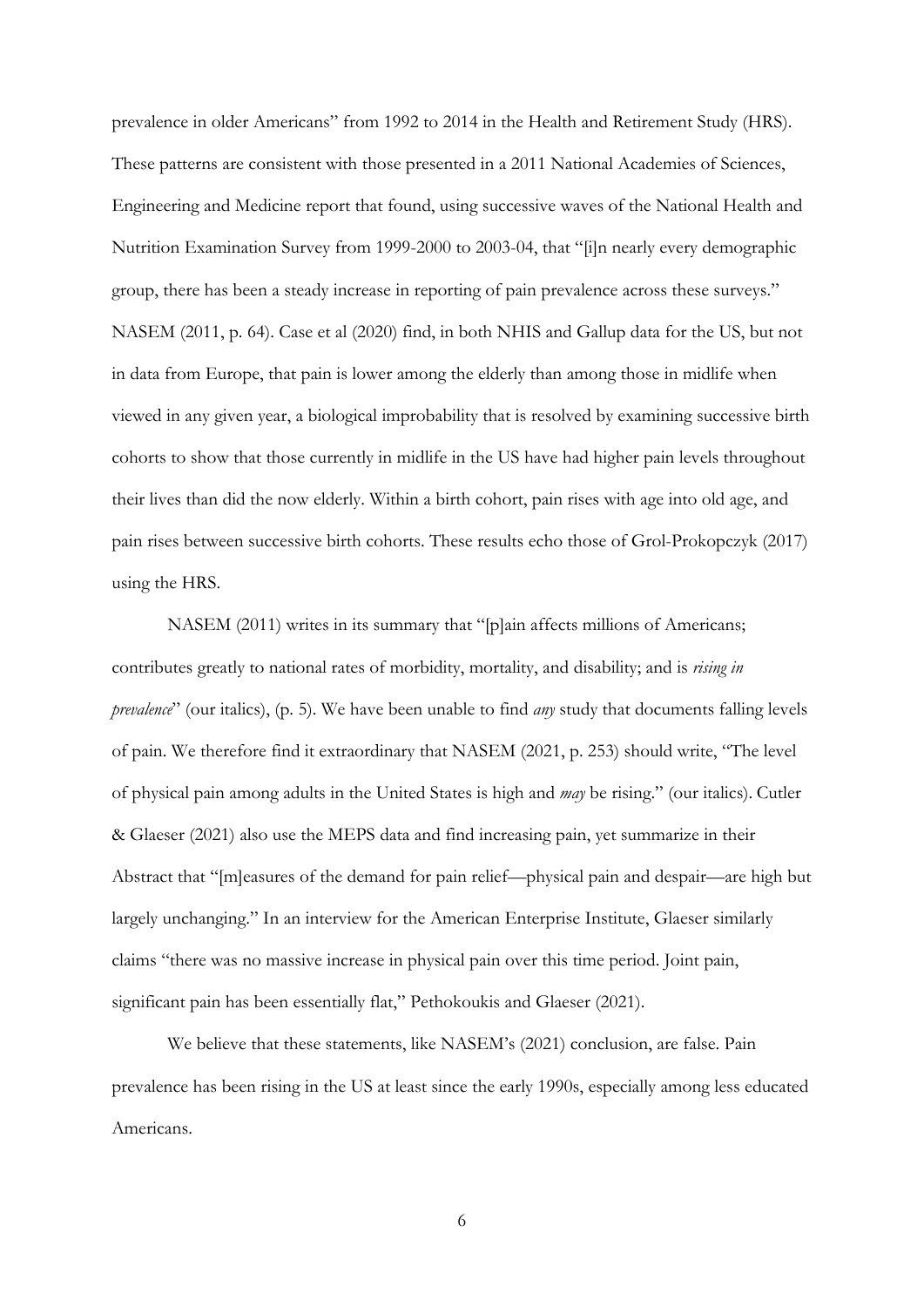prevalence in older Americans" from 1992 to 2014 in the Health and Retirement Study (HRS). These patterns are consistent with those presented in a 2011 National Academies of Sciences, Engineering and Medicine report that found, using successive waves of the National Health and Nutrition Examination Survey from 1999-2000 to 2003-04, that "[i]n nearly every demographic group, there has been a steady increase in reporting of pain prevalence across these surveys." NASEM (2011, p. 64). Case et al (2020) find, in both NHIS and Gallup data for the US, but not in data from Europe, that pain is lower among the elderly than among those in midlife when viewed in any given year, a biological improbability that is resolved by examining successive birth cohorts to show that those currently in midlife in the US have had higher pain levels throughout their lives than did the now elderly. Within a birth cohort, pain rises with age into old age, and pain rises between successive birth cohorts. These results echo those of Grol-Prokopczyk (2017) using the HRS.

NASEM (2011) writes in its summary that "[p]ain affects millions of Americans; contributes greatly to national rates of morbidity, mortality, and disability; and is *rising in prevalence*" (our italics), (p. 5). We have been unable to find *any* study that documents falling levels of pain. We therefore find it extraordinary that NASEM (2021, p. 253) should write, "The level of physical pain among adults in the United States is high and *may* be rising." (our italics). Cutler & Glaeser (2021) also use the MEPS data and find increasing pain, yet summarize in their Abstract that "[m]easures of the demand for pain relief—physical pain and despair—are high but largely unchanging." In an interview for the American Enterprise Institute, Glaeser similarly claims "there was no massive increase in physical pain over this time period. Joint pain, significant pain has been essentially flat," Pethokoukis and Glaeser (2021).

We believe that these statements, like NASEM's (2021) conclusion, are false. Pain prevalence has been rising in the US at least since the early 1990s, especially among less educated Americans.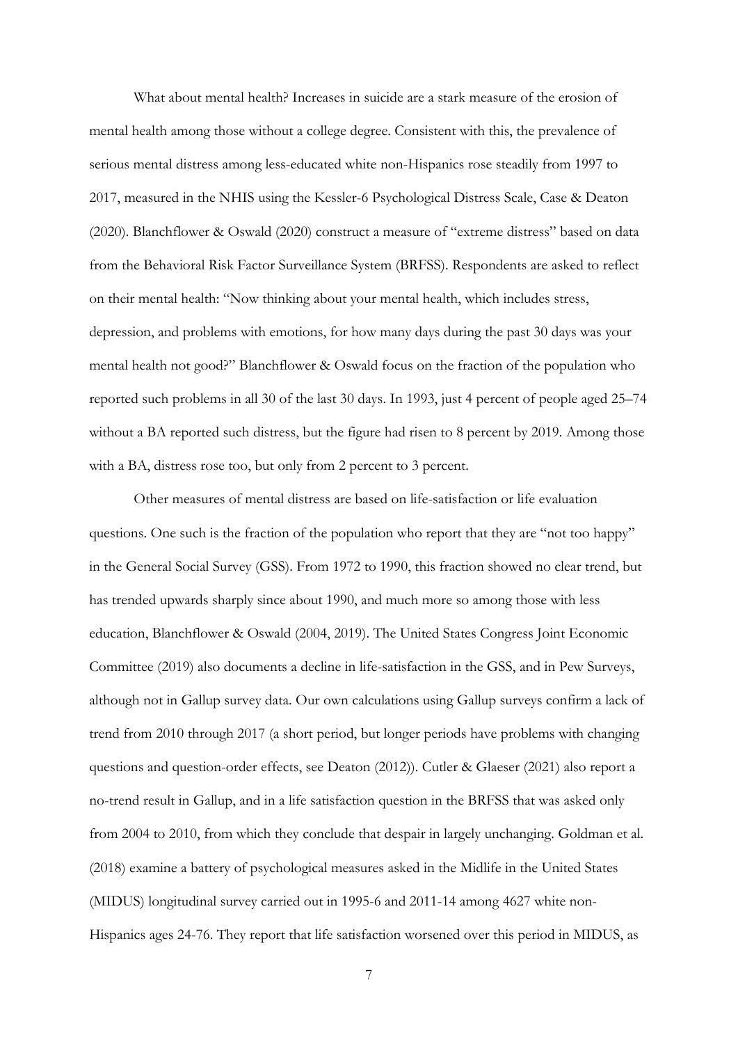What about mental health? Increases in suicide are a stark measure of the erosion of mental health among those without a college degree. Consistent with this, the prevalence of serious mental distress among less-educated white non-Hispanics rose steadily from 1997 to 2017, measured in the NHIS using the Kessler-6 Psychological Distress Scale, Case & Deaton (2020). Blanchflower & Oswald (2020) construct a measure of "extreme distress" based on data from the Behavioral Risk Factor Surveillance System (BRFSS). Respondents are asked to reflect on their mental health: "Now thinking about your mental health, which includes stress, depression, and problems with emotions, for how many days during the past 30 days was your mental health not good?" Blanchflower & Oswald focus on the fraction of the population who reported such problems in all 30 of the last 30 days. In 1993, just 4 percent of people aged 25–74 without a BA reported such distress, but the figure had risen to 8 percent by 2019. Among those with a BA, distress rose too, but only from 2 percent to 3 percent.

Other measures of mental distress are based on life-satisfaction or life evaluation questions. One such is the fraction of the population who report that they are "not too happy" in the General Social Survey (GSS). From 1972 to 1990, this fraction showed no clear trend, but has trended upwards sharply since about 1990, and much more so among those with less education, Blanchflower & Oswald (2004, 2019). The United States Congress Joint Economic Committee (2019) also documents a decline in life-satisfaction in the GSS, and in Pew Surveys, although not in Gallup survey data. Our own calculations using Gallup surveys confirm a lack of trend from 2010 through 2017 (a short period, but longer periods have problems with changing questions and question-order effects, see Deaton (2012)). Cutler & Glaeser (2021) also report a no-trend result in Gallup, and in a life satisfaction question in the BRFSS that was asked only from 2004 to 2010, from which they conclude that despair in largely unchanging. Goldman et al. (2018) examine a battery of psychological measures asked in the Midlife in the United States (MIDUS) longitudinal survey carried out in 1995-6 and 2011-14 among 4627 white non-Hispanics ages 24-76. They report that life satisfaction worsened over this period in MIDUS, as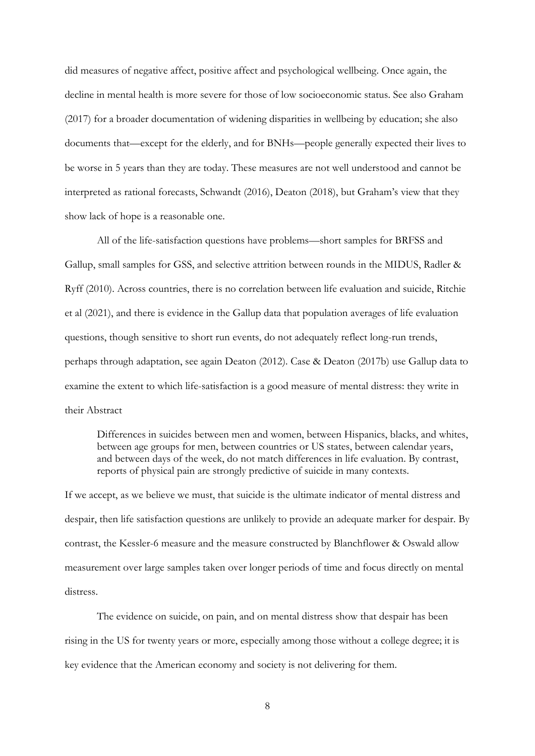did measures of negative affect, positive affect and psychological wellbeing. Once again, the decline in mental health is more severe for those of low socioeconomic status. See also Graham (2017) for a broader documentation of widening disparities in wellbeing by education; she also documents that—except for the elderly, and for BNHs—people generally expected their lives to be worse in 5 years than they are today. These measures are not well understood and cannot be interpreted as rational forecasts, Schwandt (2016), Deaton (2018), but Graham's view that they show lack of hope is a reasonable one.

All of the life-satisfaction questions have problems—short samples for BRFSS and Gallup, small samples for GSS, and selective attrition between rounds in the MIDUS, Radler & Ryff (2010). Across countries, there is no correlation between life evaluation and suicide, Ritchie et al (2021), and there is evidence in the Gallup data that population averages of life evaluation questions, though sensitive to short run events, do not adequately reflect long-run trends, perhaps through adaptation, see again Deaton (2012). Case & Deaton (2017b) use Gallup data to examine the extent to which life-satisfaction is a good measure of mental distress: they write in their Abstract

> Differences in suicides between men and women, between Hispanics, blacks, and whites, between age groups for men, between countries or US states, between calendar years, and between days of the week, do not match differences in life evaluation. By contrast, reports of physical pain are strongly predictive of suicide in many contexts.

If we accept, as we believe we must, that suicide is the ultimate indicator of mental distress and despair, then life satisfaction questions are unlikely to provide an adequate marker for despair. By contrast, the Kessler-6 measure and the measure constructed by Blanchflower & Oswald allow measurement over large samples taken over longer periods of time and focus directly on mental distress.

The evidence on suicide, on pain, and on mental distress show that despair has been rising in the US for twenty years or more, especially among those without a college degree; it is key evidence that the American economy and society is not delivering for them.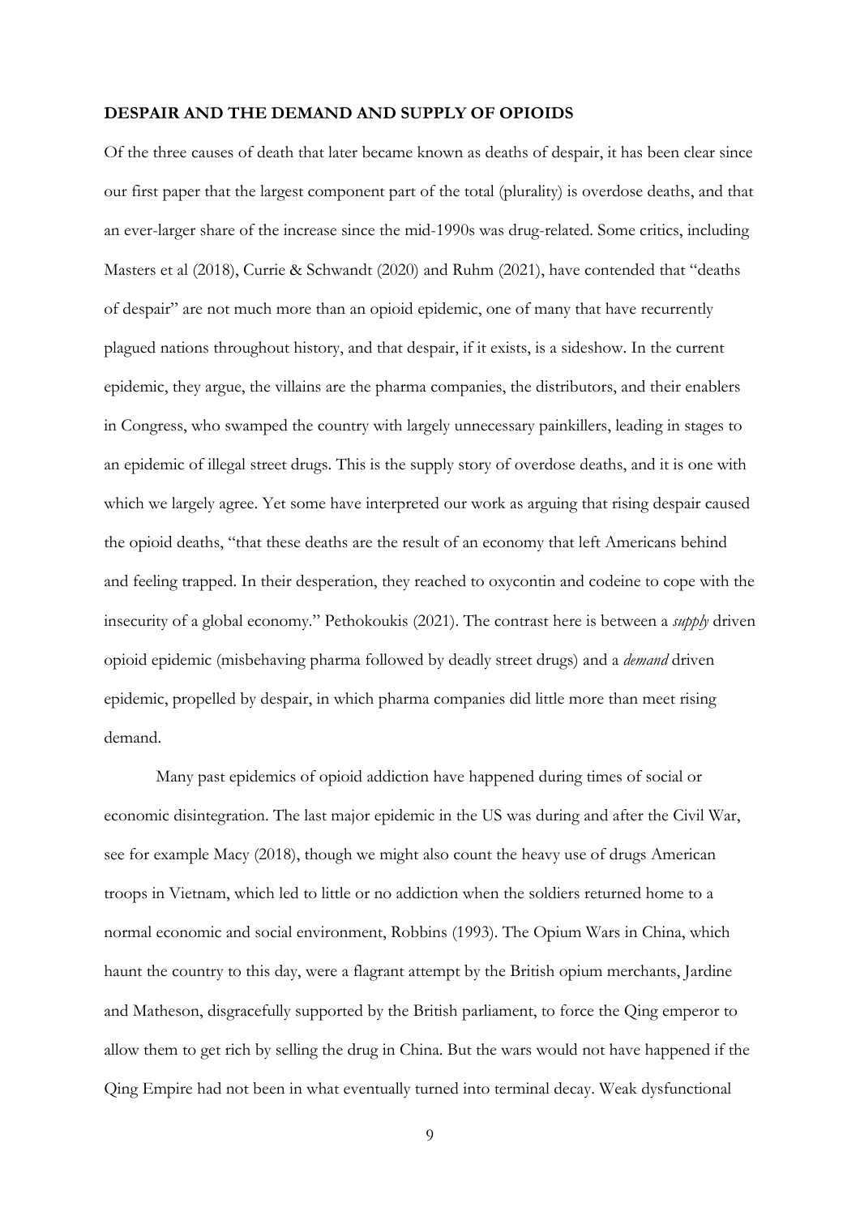## DESPAIR AND THE DEMAND AND SUPPLY OF OPIOIDS

Of the three causes of death that later became known as deaths of despair, it has been clear since our first paper that the largest component part of the total (plurality) is overdose deaths, and that an ever-larger share of the increase since the mid-1990s was drug-related. Some critics, including Masters et al (2018), Currie & Schwandt (2020) and Ruhm (2021), have contended that "deaths of despair" are not much more than an opioid epidemic, one of many that have recurrently plagued nations throughout history, and that despair, if it exists, is a sideshow. In the current epidemic, they argue, the villains are the pharma companies, the distributors, and their enablers in Congress, who swamped the country with largely unnecessary painkillers, leading in stages to an epidemic of illegal street drugs. This is the supply story of overdose deaths, and it is one with which we largely agree. Yet some have interpreted our work as arguing that rising despair caused the opioid deaths, "that these deaths are the result of an economy that left Americans behind and feeling trapped. In their desperation, they reached to oxycontin and codeine to cope with the insecurity of a global economy." Pethokoukis (2021). The contrast here is between a *supply* driven opioid epidemic (misbehaving pharma followed by deadly street drugs) and a *demand* driven epidemic, propelled by despair, in which pharma companies did little more than meet rising demand.

Many past epidemics of opioid addiction have happened during times of social or economic disintegration. The last major epidemic in the US was during and after the Civil War, see for example Macy (2018), though we might also count the heavy use of drugs American troops in Vietnam, which led to little or no addiction when the soldiers returned home to a normal economic and social environment, Robbins (1993). The Opium Wars in China, which haunt the country to this day, were a flagrant attempt by the British opium merchants, Jardine and Matheson, disgracefully supported by the British parliament, to force the Qing emperor to allow them to get rich by selling the drug in China. But the wars would not have happened if the Qing Empire had not been in what eventually turned into terminal decay. Weak dysfunctional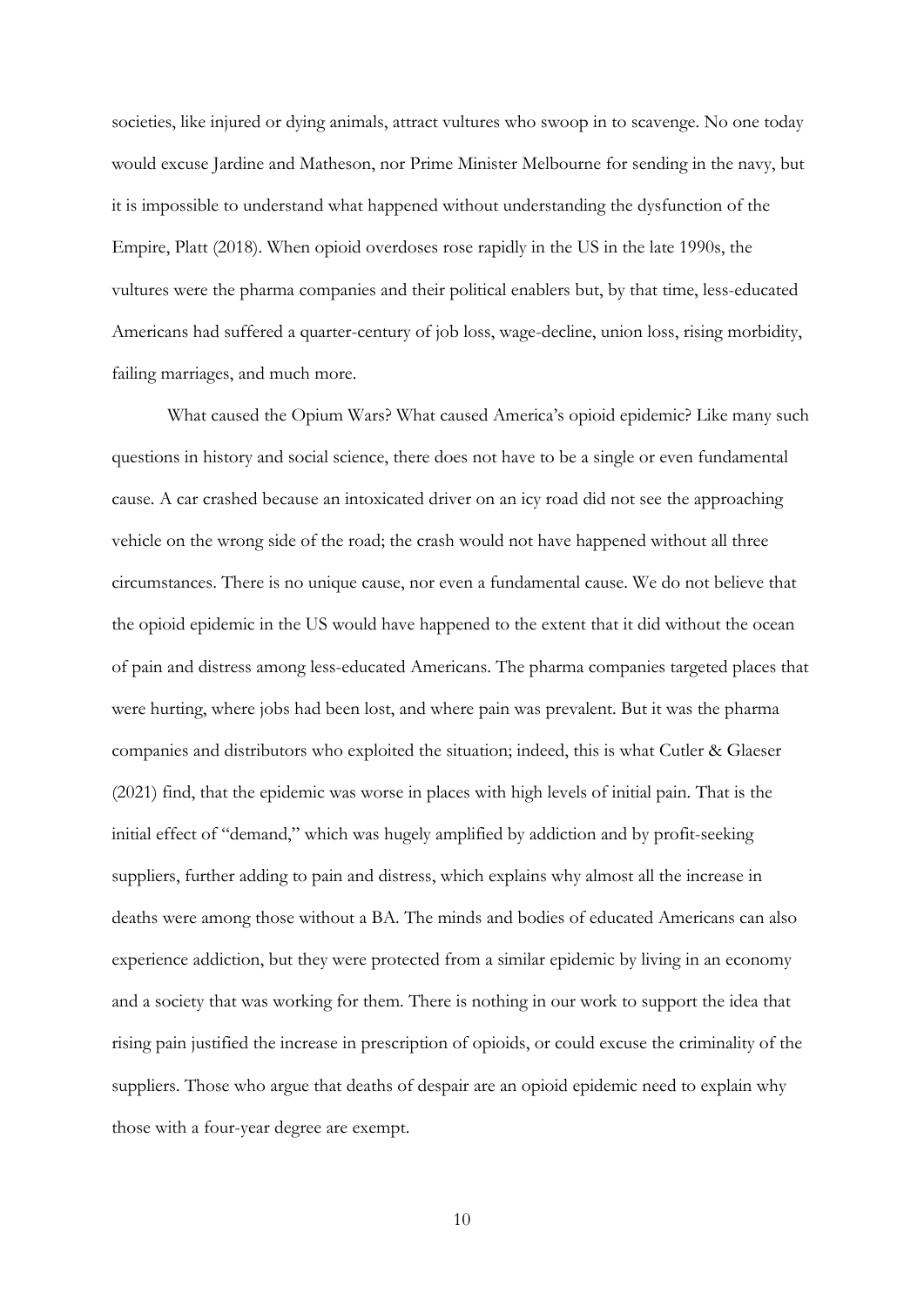societies, like injured or dying animals, attract vultures who swoop in to scavenge. No one today would excuse Jardine and Matheson, nor Prime Minister Melbourne for sending in the navy, but it is impossible to understand what happened without understanding the dysfunction of the Empire, Platt (2018). When opioid overdoses rose rapidly in the US in the late 1990s, the vultures were the pharma companies and their political enablers but, by that time, less-educated Americans had suffered a quarter-century of job loss, wage-decline, union loss, rising morbidity, failing marriages, and much more.

What caused the Opium Wars? What caused America's opioid epidemic? Like many such questions in history and social science, there does not have to be a single or even fundamental cause. A car crashed because an intoxicated driver on an icy road did not see the approaching vehicle on the wrong side of the road; the crash would not have happened without all three circumstances. There is no unique cause, nor even a fundamental cause. We do not believe that the opioid epidemic in the US would have happened to the extent that it did without the ocean of pain and distress among less-educated Americans. The pharma companies targeted places that were hurting, where jobs had been lost, and where pain was prevalent. But it was the pharma companies and distributors who exploited the situation; indeed, this is what Cutler & Glaeser (2021) find, that the epidemic was worse in places with high levels of initial pain. That is the initial effect of "demand," which was hugely amplified by addiction and by profit-seeking suppliers, further adding to pain and distress, which explains why almost all the increase in deaths were among those without a BA. The minds and bodies of educated Americans can also experience addiction, but they were protected from a similar epidemic by living in an economy and a society that was working for them. There is nothing in our work to support the idea that rising pain justified the increase in prescription of opioids, or could excuse the criminality of the suppliers. Those who argue that deaths of despair are an opioid epidemic need to explain why those with a four-year degree are exempt.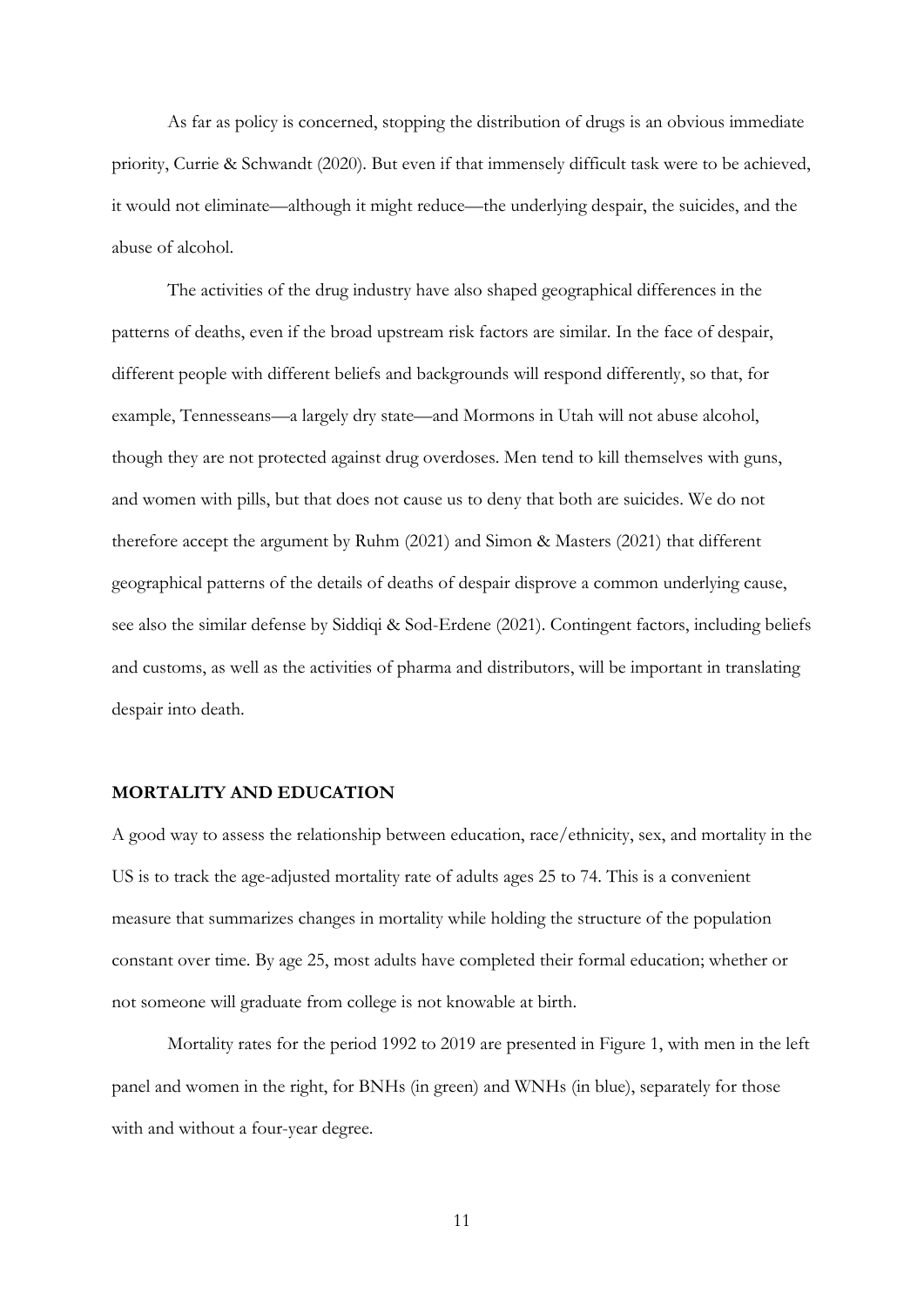As far as policy is concerned, stopping the distribution of drugs is an obvious immediate priority, Currie & Schwandt (2020). But even if that immensely difficult task were to be achieved, it would not eliminate—although it might reduce—the underlying despair, the suicides, and the abuse of alcohol.

The activities of the drug industry have also shaped geographical differences in the patterns of deaths, even if the broad upstream risk factors are similar. In the face of despair, different people with different beliefs and backgrounds will respond differently, so that, for example, Tennesseans—a largely dry state—and Mormons in Utah will not abuse alcohol, though they are not protected against drug overdoses. Men tend to kill themselves with guns, and women with pills, but that does not cause us to deny that both are suicides. We do not therefore accept the argument by Ruhm (2021) and Simon & Masters (2021) that different geographical patterns of the details of deaths of despair disprove a common underlying cause, see also the similar defense by Siddiqi & Sod-Erdene (2021). Contingent factors, including beliefs and customs, as well as the activities of pharma and distributors, will be important in translating despair into death.

## MORTALITY AND EDUCATION

A good way to assess the relationship between education, race/ethnicity, sex, and mortality in the US is to track the age-adjusted mortality rate of adults ages 25 to 74. This is a convenient measure that summarizes changes in mortality while holding the structure of the population constant over time. By age 25, most adults have completed their formal education; whether or not someone will graduate from college is not knowable at birth.

Mortality rates for the period 1992 to 2019 are presented in Figure 1, with men in the left panel and women in the right, for BNHs (in green) and WNHs (in blue), separately for those with and without a four-year degree.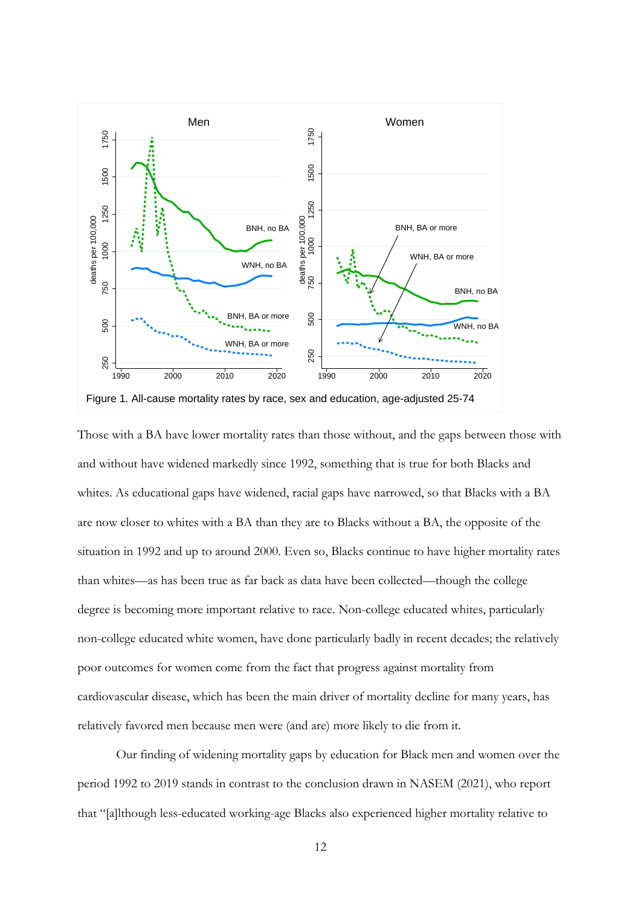Figure 1. All-cause mortality rates by race, sex and education, age-adjusted 25-74

Those with a BA have lower mortality rates than those without, and the gaps between those with and without have widened markedly since 1992, something that is true for both Blacks and whites. As educational gaps have widened, racial gaps have narrowed, so that Blacks with a BA are now closer to whites with a BA than they are to Blacks without a BA, the opposite of the situation in 1992 and up to around 2000. Even so, Blacks continue to have higher mortality rates than whites—as has been true as far back as data have been collected—though the college degree is becoming more important relative to race. Non-college educated whites, particularly non-college educated white women, have done particularly badly in recent decades; the relatively poor outcomes for women come from the fact that progress against mortality from cardiovascular disease, which has been the main driver of mortality decline for many years, has relatively favored men because men were (and are) more likely to die from it.

Our finding of widening mortality gaps by education for Black men and women over the period 1992 to 2019 stands in contrast to the conclusion drawn in NASEM (2021), who report that "[a]lthough less-educated working-age Blacks also experienced higher mortality relative to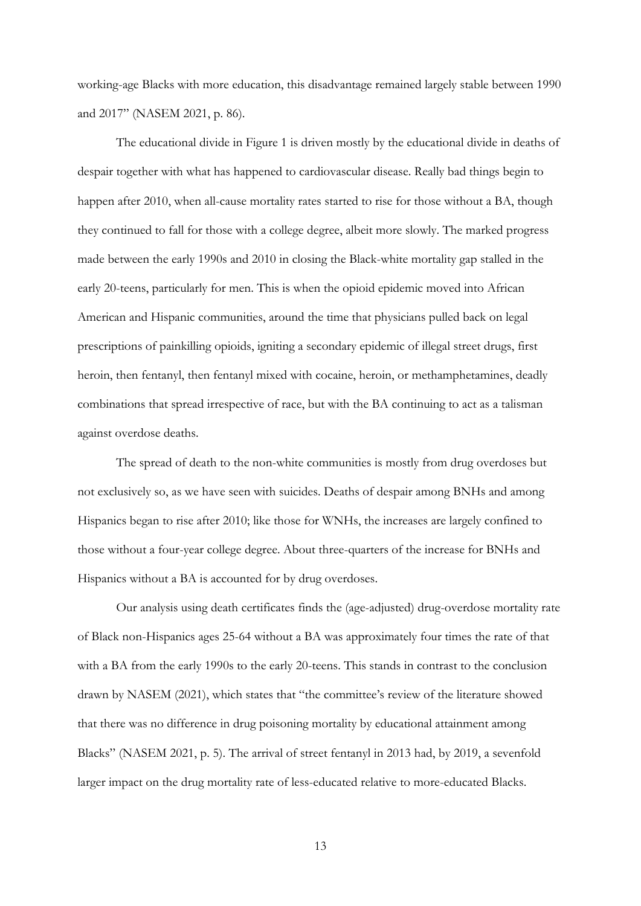working-age Blacks with more education, this disadvantage remained largely stable between 1990 and 2017" (NASEM 2021, p. 86).

The educational divide in Figure 1 is driven mostly by the educational divide in deaths of despair together with what has happened to cardiovascular disease. Really bad things begin to happen after 2010, when all-cause mortality rates started to rise for those without a BA, though they continued to fall for those with a college degree, albeit more slowly. The marked progress made between the early 1990s and 2010 in closing the Black-white mortality gap stalled in the early 20-teens, particularly for men. This is when the opioid epidemic moved into African American and Hispanic communities, around the time that physicians pulled back on legal prescriptions of painkilling opioids, igniting a secondary epidemic of illegal street drugs, first heroin, then fentanyl, then fentanyl mixed with cocaine, heroin, or methamphetamines, deadly combinations that spread irrespective of race, but with the BA continuing to act as a talisman against overdose deaths.

The spread of death to the non-white communities is mostly from drug overdoses but not exclusively so, as we have seen with suicides. Deaths of despair among BNHs and among Hispanics began to rise after 2010; like those for WNHs, the increases are largely confined to those without a four-year college degree. About three-quarters of the increase for BNHs and Hispanics without a BA is accounted for by drug overdoses.

Our analysis using death certificates finds the (age-adjusted) drug-overdose mortality rate of Black non-Hispanics ages 25-64 without a BA was approximately four times the rate of that with a BA from the early 1990s to the early 20-teens. This stands in contrast to the conclusion drawn by NASEM (2021), which states that "the committee's review of the literature showed that there was no difference in drug poisoning mortality by educational attainment among Blacks" (NASEM 2021, p. 5). The arrival of street fentanyl in 2013 had, by 2019, a sevenfold larger impact on the drug mortality rate of less-educated relative to more-educated Blacks.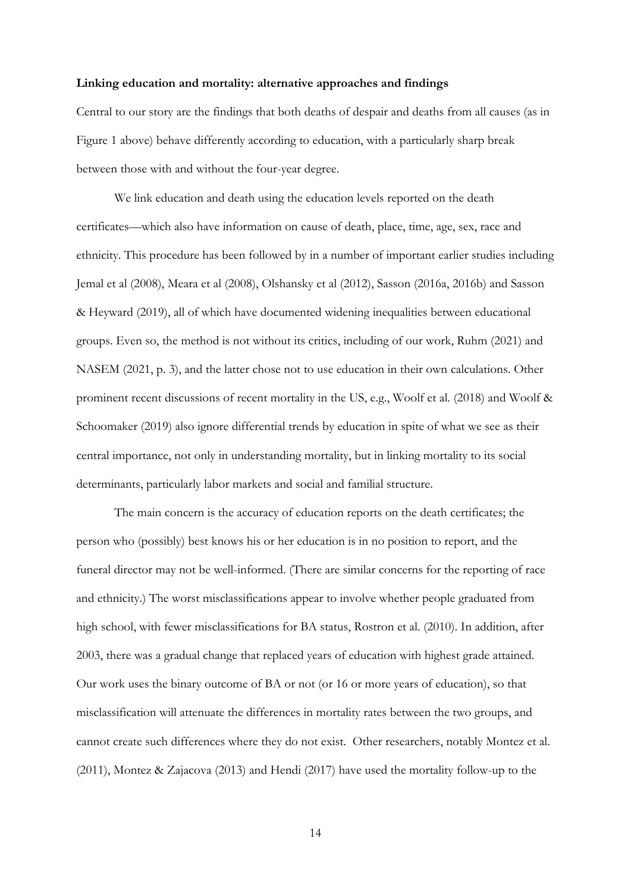**Linking education and mortality: alternative approaches and findings**

Central to our story are the findings that both deaths of despair and deaths from all causes (as in Figure 1 above) behave differently according to education, with a particularly sharp break between those with and without the four-year degree.

We link education and death using the education levels reported on the death certificates—which also have information on cause of death, place, time, age, sex, race and ethnicity. This procedure has been followed by in a number of important earlier studies including Jemal et al (2008), Meara et al (2008), Olshansky et al (2012), Sasson (2016a, 2016b) and Sasson & Heyward (2019), all of which have documented widening inequalities between educational groups. Even so, the method is not without its critics, including of our work, Ruhm (2021) and NASEM (2021, p. 3), and the latter chose not to use education in their own calculations. Other prominent recent discussions of recent mortality in the US, e.g., Woolf et al. (2018) and Woolf & Schoomaker (2019) also ignore differential trends by education in spite of what we see as their central importance, not only in understanding mortality, but in linking mortality to its social determinants, particularly labor markets and social and familial structure.

The main concern is the accuracy of education reports on the death certificates; the person who (possibly) best knows his or her education is in no position to report, and the funeral director may not be well-informed. (There are similar concerns for the reporting of race and ethnicity.) The worst misclassifications appear to involve whether people graduated from high school, with fewer misclassifications for BA status, Rostron et al. (2010). In addition, after 2003, there was a gradual change that replaced years of education with highest grade attained. Our work uses the binary outcome of BA or not (or 16 or more years of education), so that misclassification will attenuate the differences in mortality rates between the two groups, and cannot create such differences where they do not exist. Other researchers, notably Montez et al. (2011), Montez & Zajacova (2013) and Hendi (2017) have used the mortality follow-up to the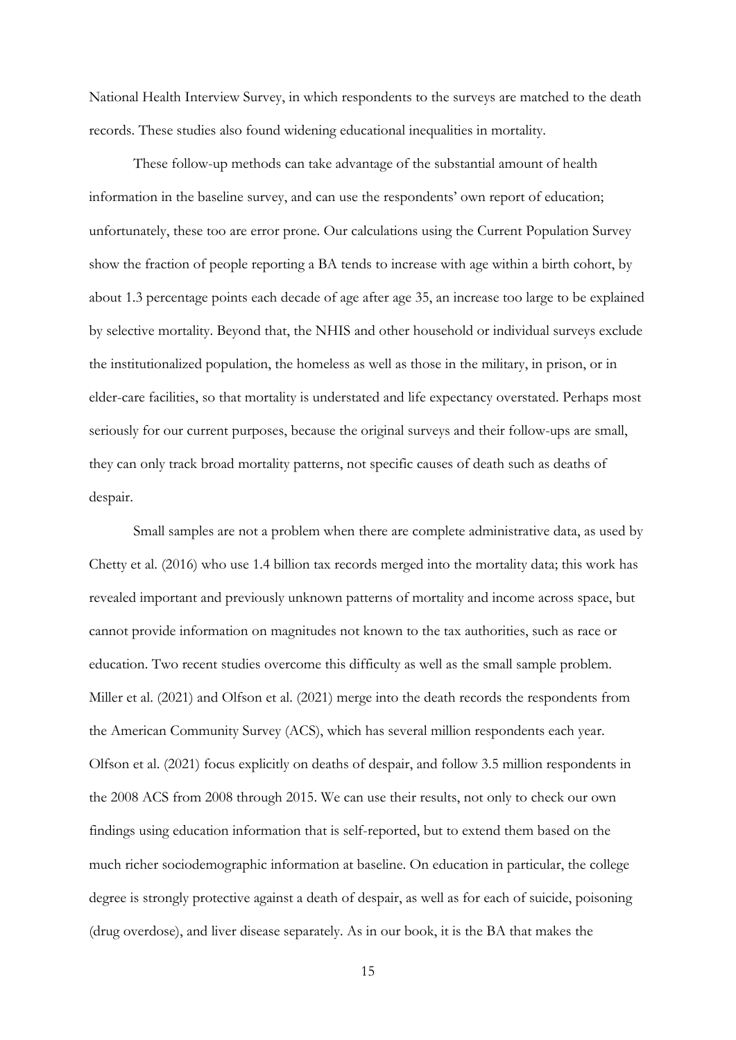National Health Interview Survey, in which respondents to the surveys are matched to the death records. These studies also found widening educational inequalities in mortality.

These follow-up methods can take advantage of the substantial amount of health information in the baseline survey, and can use the respondents' own report of education; unfortunately, these too are error prone. Our calculations using the Current Population Survey show the fraction of people reporting a BA tends to increase with age within a birth cohort, by about 1.3 percentage points each decade of age after age 35, an increase too large to be explained by selective mortality. Beyond that, the NHIS and other household or individual surveys exclude the institutionalized population, the homeless as well as those in the military, in prison, or in elder-care facilities, so that mortality is understated and life expectancy overstated. Perhaps most seriously for our current purposes, because the original surveys and their follow-ups are small, they can only track broad mortality patterns, not specific causes of death such as deaths of despair.

Small samples are not a problem when there are complete administrative data, as used by Chetty et al. (2016) who use 1.4 billion tax records merged into the mortality data; this work has revealed important and previously unknown patterns of mortality and income across space, but cannot provide information on magnitudes not known to the tax authorities, such as race or education. Two recent studies overcome this difficulty as well as the small sample problem. Miller et al. (2021) and Olfson et al. (2021) merge into the death records the respondents from the American Community Survey (ACS), which has several million respondents each year. Olfson et al. (2021) focus explicitly on deaths of despair, and follow 3.5 million respondents in the 2008 ACS from 2008 through 2015. We can use their results, not only to check our own findings using education information that is self-reported, but to extend them based on the much richer sociodemographic information at baseline. On education in particular, the college degree is strongly protective against a death of despair, as well as for each of suicide, poisoning (drug overdose), and liver disease separately. As in our book, it is the BA that makes the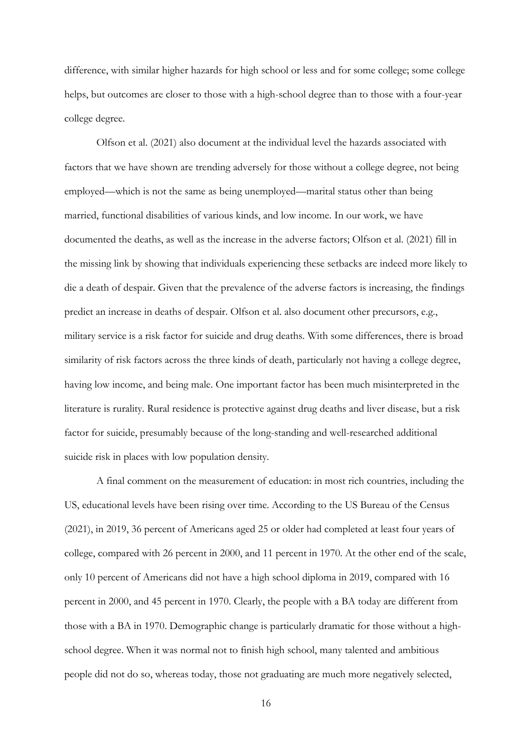difference, with similar higher hazards for high school or less and for some college; some college helps, but outcomes are closer to those with a high-school degree than to those with a four-year college degree.

Olfson et al. (2021) also document at the individual level the hazards associated with factors that we have shown are trending adversely for those without a college degree, not being employed—which is not the same as being unemployed—marital status other than being married, functional disabilities of various kinds, and low income. In our work, we have documented the deaths, as well as the increase in the adverse factors; Olfson et al. (2021) fill in the missing link by showing that individuals experiencing these setbacks are indeed more likely to die a death of despair. Given that the prevalence of the adverse factors is increasing, the findings predict an increase in deaths of despair. Olfson et al. also document other precursors, e.g., military service is a risk factor for suicide and drug deaths. With some differences, there is broad similarity of risk factors across the three kinds of death, particularly not having a college degree, having low income, and being male. One important factor has been much misinterpreted in the literature is rurality. Rural residence is protective against drug deaths and liver disease, but a risk factor for suicide, presumably because of the long-standing and well-researched additional suicide risk in places with low population density.

A final comment on the measurement of education: in most rich countries, including the US, educational levels have been rising over time. According to the US Bureau of the Census (2021), in 2019, 36 percent of Americans aged 25 or older had completed at least four years of college, compared with 26 percent in 2000, and 11 percent in 1970. At the other end of the scale, only 10 percent of Americans did not have a high school diploma in 2019, compared with 16 percent in 2000, and 45 percent in 1970. Clearly, the people with a BA today are different from those with a BA in 1970. Demographic change is particularly dramatic for those without a high-school degree. When it was normal not to finish high school, many talented and ambitious people did not do so, whereas today, those not graduating are much more negatively selected,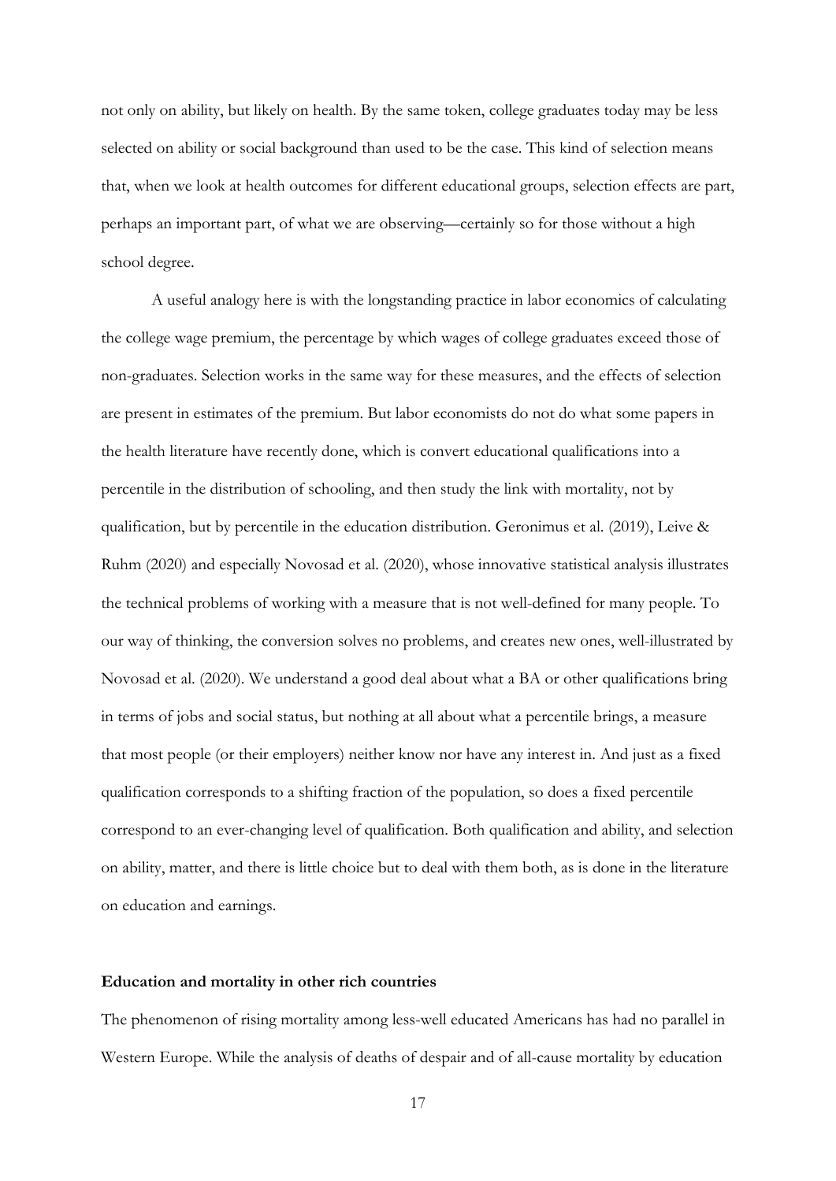not only on ability, but likely on health. By the same token, college graduates today may be less selected on ability or social background than used to be the case. This kind of selection means that, when we look at health outcomes for different educational groups, selection effects are part, perhaps an important part, of what we are observing—certainly so for those without a high school degree.

A useful analogy here is with the longstanding practice in labor economics of calculating the college wage premium, the percentage by which wages of college graduates exceed those of non-graduates. Selection works in the same way for these measures, and the effects of selection are present in estimates of the premium. But labor economists do not do what some papers in the health literature have recently done, which is convert educational qualifications into a percentile in the distribution of schooling, and then study the link with mortality, not by qualification, but by percentile in the education distribution. Geronimus et al. (2019), Leive & Ruhm (2020) and especially Novosad et al. (2020), whose innovative statistical analysis illustrates the technical problems of working with a measure that is not well-defined for many people. To our way of thinking, the conversion solves no problems, and creates new ones, well-illustrated by Novosad et al. (2020). We understand a good deal about what a BA or other qualifications bring in terms of jobs and social status, but nothing at all about what a percentile brings, a measure that most people (or their employers) neither know nor have any interest in. And just as a fixed qualification corresponds to a shifting fraction of the population, so does a fixed percentile correspond to an ever-changing level of qualification. Both qualification and ability, and selection on ability, matter, and there is little choice but to deal with them both, as is done in the literature on education and earnings.

**Education and mortality in other rich countries**

The phenomenon of rising mortality among less-well educated Americans has had no parallel in Western Europe. While the analysis of deaths of despair and of all-cause mortality by education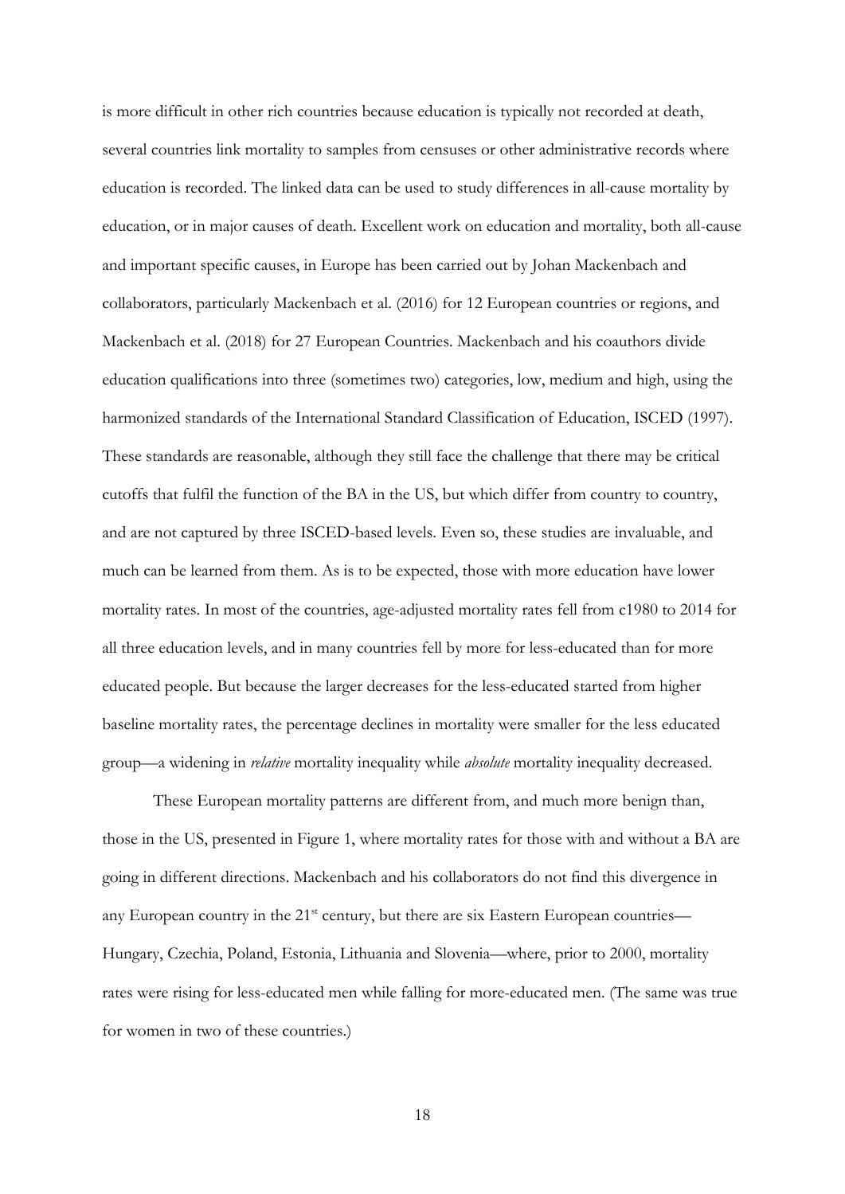is more difficult in other rich countries because education is typically not recorded at death, several countries link mortality to samples from censuses or other administrative records where education is recorded. The linked data can be used to study differences in all-cause mortality by education, or in major causes of death. Excellent work on education and mortality, both all-cause and important specific causes, in Europe has been carried out by Johan Mackenbach and collaborators, particularly Mackenbach et al. (2016) for 12 European countries or regions, and Mackenbach et al. (2018) for 27 European Countries. Mackenbach and his coauthors divide education qualifications into three (sometimes two) categories, low, medium and high, using the harmonized standards of the International Standard Classification of Education, ISCED (1997). These standards are reasonable, although they still face the challenge that there may be critical cutoffs that fulfil the function of the BA in the US, but which differ from country to country, and are not captured by three ISCED-based levels. Even so, these studies are invaluable, and much can be learned from them. As is to be expected, those with more education have lower mortality rates. In most of the countries, age-adjusted mortality rates fell from c1980 to 2014 for all three education levels, and in many countries fell by more for less-educated than for more educated people. But because the larger decreases for the less-educated started from higher baseline mortality rates, the percentage declines in mortality were smaller for the less educated group—a widening in *relative* mortality inequality while *absolute* mortality inequality decreased.

These European mortality patterns are different from, and much more benign than, those in the US, presented in Figure 1, where mortality rates for those with and without a BA are going in different directions. Mackenbach and his collaborators do not find this divergence in any European country in the 21st century, but there are six Eastern European countries—Hungary, Czechia, Poland, Estonia, Lithuania and Slovenia—where, prior to 2000, mortality rates were rising for less-educated men while falling for more-educated men. (The same was true for women in two of these countries.)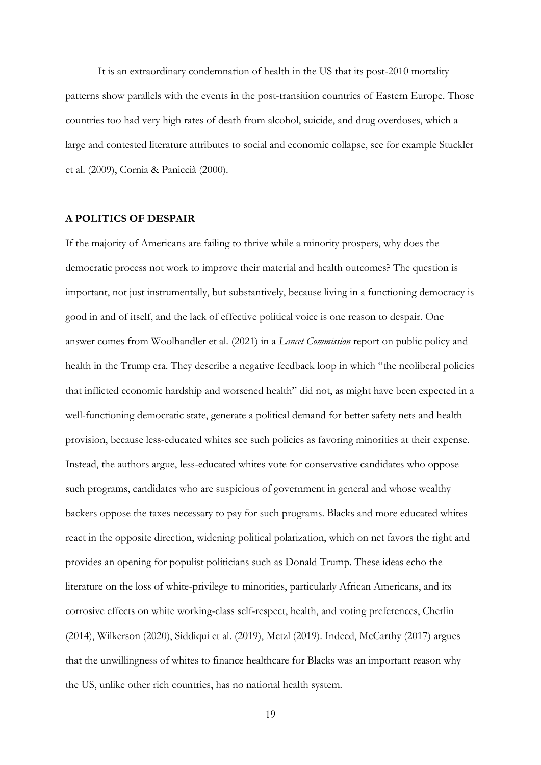It is an extraordinary condemnation of health in the US that its post-2010 mortality patterns show parallels with the events in the post-transition countries of Eastern Europe. Those countries too had very high rates of death from alcohol, suicide, and drug overdoses, which a large and contested literature attributes to social and economic collapse, see for example Stuckler et al. (2009), Cornia & Paniccià (2000).

## A POLITICS OF DESPAIR

If the majority of Americans are failing to thrive while a minority prospers, why does the democratic process not work to improve their material and health outcomes? The question is important, not just instrumentally, but substantively, because living in a functioning democracy is good in and of itself, and the lack of effective political voice is one reason to despair. One answer comes from Woolhandler et al. (2021) in a *Lancet Commission* report on public policy and health in the Trump era. They describe a negative feedback loop in which "the neoliberal policies that inflicted economic hardship and worsened health" did not, as might have been expected in a well-functioning democratic state, generate a political demand for better safety nets and health provision, because less-educated whites see such policies as favoring minorities at their expense. Instead, the authors argue, less-educated whites vote for conservative candidates who oppose such programs, candidates who are suspicious of government in general and whose wealthy backers oppose the taxes necessary to pay for such programs. Blacks and more educated whites react in the opposite direction, widening political polarization, which on net favors the right and provides an opening for populist politicians such as Donald Trump. These ideas echo the literature on the loss of white-privilege to minorities, particularly African Americans, and its corrosive effects on white working-class self-respect, health, and voting preferences, Cherlin (2014), Wilkerson (2020), Siddiqui et al. (2019), Metzl (2019). Indeed, McCarthy (2017) argues that the unwillingness of whites to finance healthcare for Blacks was an important reason why the US, unlike other rich countries, has no national health system.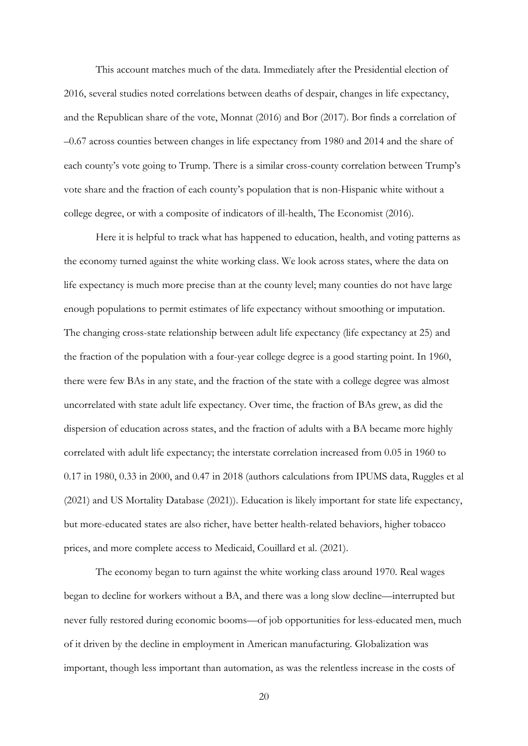This account matches much of the data. Immediately after the Presidential election of 2016, several studies noted correlations between deaths of despair, changes in life expectancy, and the Republican share of the vote, Monnat (2016) and Bor (2017). Bor finds a correlation of –0.67 across counties between changes in life expectancy from 1980 and 2014 and the share of each county's vote going to Trump. There is a similar cross-county correlation between Trump's vote share and the fraction of each county's population that is non-Hispanic white without a college degree, or with a composite of indicators of ill-health, The Economist (2016).

Here it is helpful to track what has happened to education, health, and voting patterns as the economy turned against the white working class. We look across states, where the data on life expectancy is much more precise than at the county level; many counties do not have large enough populations to permit estimates of life expectancy without smoothing or imputation. The changing cross-state relationship between adult life expectancy (life expectancy at 25) and the fraction of the population with a four-year college degree is a good starting point. In 1960, there were few BAs in any state, and the fraction of the state with a college degree was almost uncorrelated with state adult life expectancy. Over time, the fraction of BAs grew, as did the dispersion of education across states, and the fraction of adults with a BA became more highly correlated with adult life expectancy; the interstate correlation increased from 0.05 in 1960 to 0.17 in 1980, 0.33 in 2000, and 0.47 in 2018 (authors calculations from IPUMS data, Ruggles et al (2021) and US Mortality Database (2021)). Education is likely important for state life expectancy, but more-educated states are also richer, have better health-related behaviors, higher tobacco prices, and more complete access to Medicaid, Couillard et al. (2021).

The economy began to turn against the white working class around 1970. Real wages began to decline for workers without a BA, and there was a long slow decline—interrupted but never fully restored during economic booms—of job opportunities for less-educated men, much of it driven by the decline in employment in American manufacturing. Globalization was important, though less important than automation, as was the relentless increase in the costs of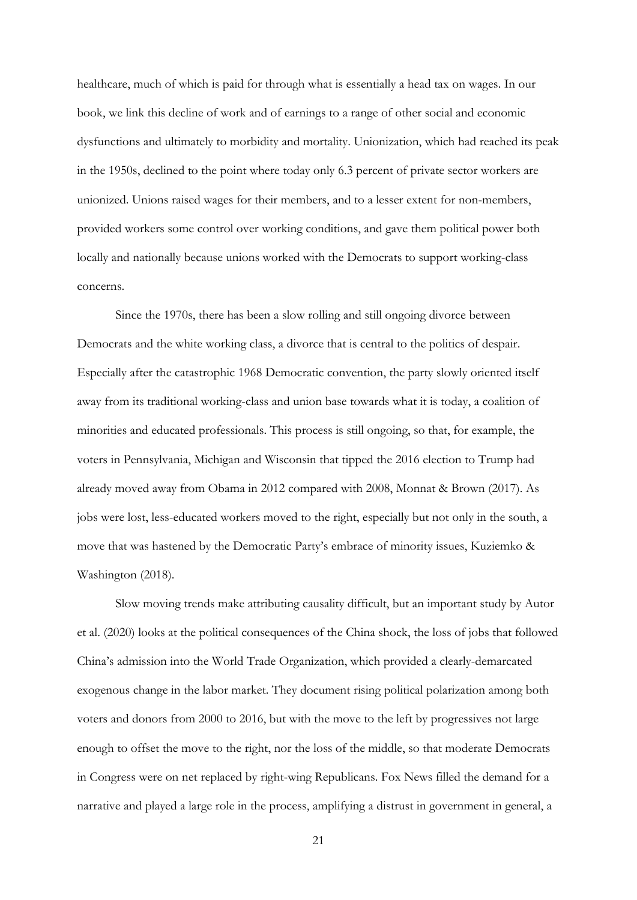healthcare, much of which is paid for through what is essentially a head tax on wages. In our book, we link this decline of work and of earnings to a range of other social and economic dysfunctions and ultimately to morbidity and mortality. Unionization, which had reached its peak in the 1950s, declined to the point where today only 6.3 percent of private sector workers are unionized. Unions raised wages for their members, and to a lesser extent for non-members, provided workers some control over working conditions, and gave them political power both locally and nationally because unions worked with the Democrats to support working-class concerns.

Since the 1970s, there has been a slow rolling and still ongoing divorce between Democrats and the white working class, a divorce that is central to the politics of despair. Especially after the catastrophic 1968 Democratic convention, the party slowly oriented itself away from its traditional working-class and union base towards what it is today, a coalition of minorities and educated professionals. This process is still ongoing, so that, for example, the voters in Pennsylvania, Michigan and Wisconsin that tipped the 2016 election to Trump had already moved away from Obama in 2012 compared with 2008, Monnat & Brown (2017). As jobs were lost, less-educated workers moved to the right, especially but not only in the south, a move that was hastened by the Democratic Party's embrace of minority issues, Kuziemko & Washington (2018).

Slow moving trends make attributing causality difficult, but an important study by Autor et al. (2020) looks at the political consequences of the China shock, the loss of jobs that followed China's admission into the World Trade Organization, which provided a clearly-demarcated exogenous change in the labor market. They document rising political polarization among both voters and donors from 2000 to 2016, but with the move to the left by progressives not large enough to offset the move to the right, nor the loss of the middle, so that moderate Democrats in Congress were on net replaced by right-wing Republicans. Fox News filled the demand for a narrative and played a large role in the process, amplifying a distrust in government in general, a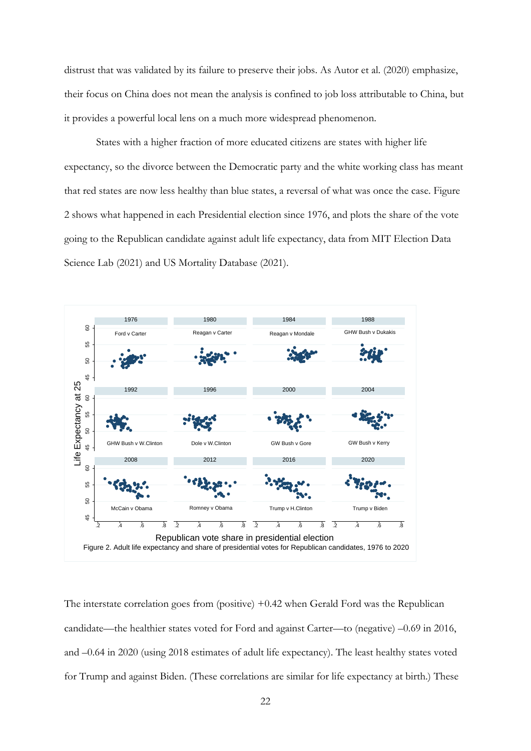distrust that was validated by its failure to preserve their jobs. As Autor et al. (2020) emphasize, their focus on China does not mean the analysis is confined to job loss attributable to China, but it provides a powerful local lens on a much more widespread phenomenon.

States with a higher fraction of more educated citizens are states with higher life expectancy, so the divorce between the Democratic party and the white working class has meant that red states are now less healthy than blue states, a reversal of what was once the case. Figure 2 shows what happened in each Presidential election since 1976, and plots the share of the vote going to the Republican candidate against adult life expectancy, data from MIT Election Data Science Lab (2021) and US Mortality Database (2021).

Figure 2. Adult life expectancy and share of presidential votes for Republican candidates, 1976 to 2020

The interstate correlation goes from (positive) +0.42 when Gerald Ford was the Republican candidate—the healthier states voted for Ford and against Carter—to (negative) –0.69 in 2016, and –0.64 in 2020 (using 2018 estimates of adult life expectancy). The least healthy states voted for Trump and against Biden. (These correlations are similar for life expectancy at birth.) These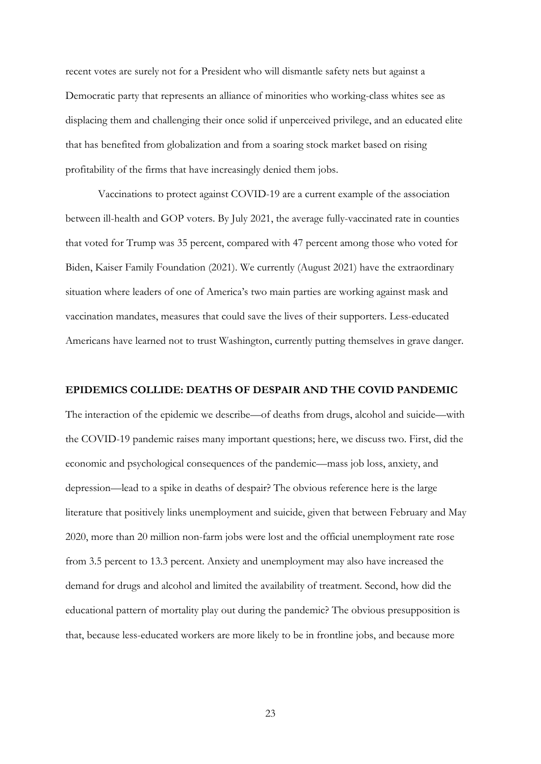recent votes are surely not for a President who will dismantle safety nets but against a Democratic party that represents an alliance of minorities who working-class whites see as displacing them and challenging their once solid if unperceived privilege, and an educated elite that has benefited from globalization and from a soaring stock market based on rising profitability of the firms that have increasingly denied them jobs.

Vaccinations to protect against COVID-19 are a current example of the association between ill-health and GOP voters. By July 2021, the average fully-vaccinated rate in counties that voted for Trump was 35 percent, compared with 47 percent among those who voted for Biden, Kaiser Family Foundation (2021). We currently (August 2021) have the extraordinary situation where leaders of one of America's two main parties are working against mask and vaccination mandates, measures that could save the lives of their supporters. Less-educated Americans have learned not to trust Washington, currently putting themselves in grave danger.

## EPIDEMICS COLLIDE: DEATHS OF DESPAIR AND THE COVID PANDEMIC

The interaction of the epidemic we describe—of deaths from drugs, alcohol and suicide—with the COVID-19 pandemic raises many important questions; here, we discuss two. First, did the economic and psychological consequences of the pandemic—mass job loss, anxiety, and depression—lead to a spike in deaths of despair? The obvious reference here is the large literature that positively links unemployment and suicide, given that between February and May 2020, more than 20 million non-farm jobs were lost and the official unemployment rate rose from 3.5 percent to 13.3 percent. Anxiety and unemployment may also have increased the demand for drugs and alcohol and limited the availability of treatment. Second, how did the educational pattern of mortality play out during the pandemic? The obvious presupposition is that, because less-educated workers are more likely to be in frontline jobs, and because more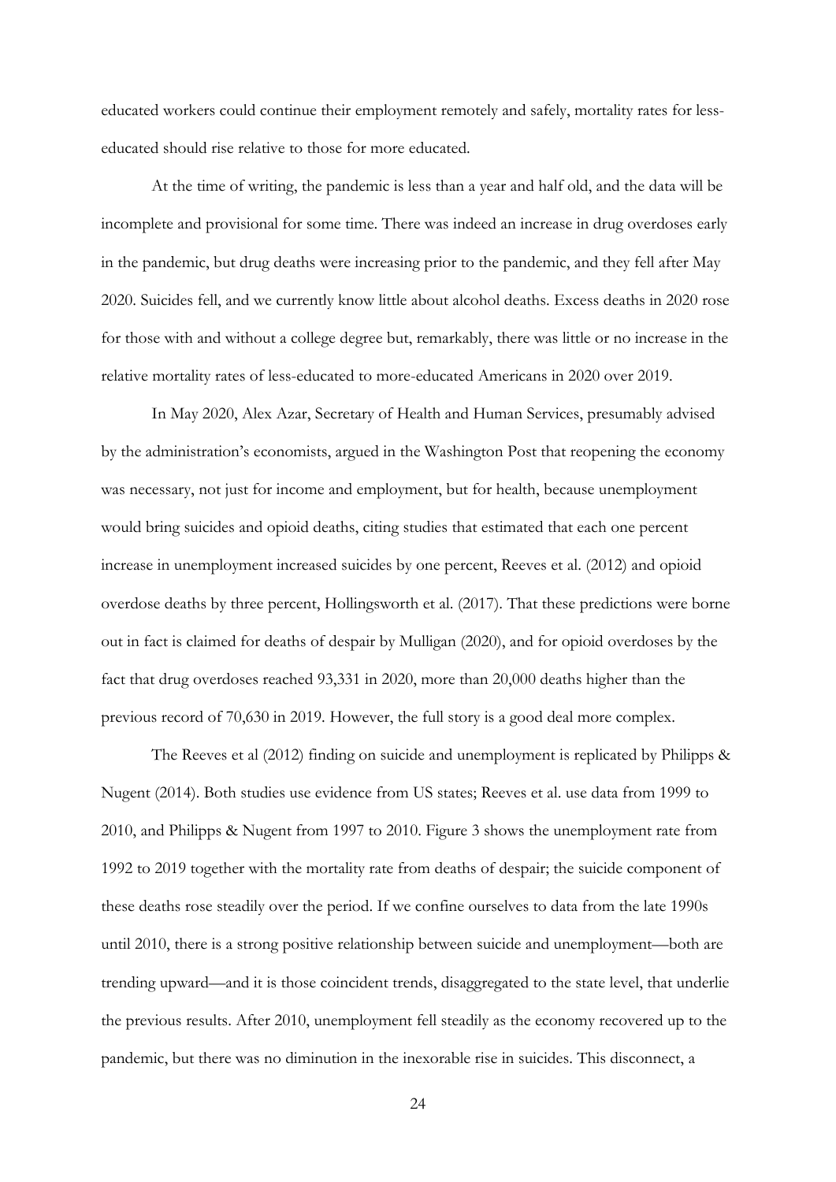educated workers could continue their employment remotely and safely, mortality rates for less-educated should rise relative to those for more educated.

At the time of writing, the pandemic is less than a year and half old, and the data will be incomplete and provisional for some time. There was indeed an increase in drug overdoses early in the pandemic, but drug deaths were increasing prior to the pandemic, and they fell after May 2020. Suicides fell, and we currently know little about alcohol deaths. Excess deaths in 2020 rose for those with and without a college degree but, remarkably, there was little or no increase in the relative mortality rates of less-educated to more-educated Americans in 2020 over 2019.

In May 2020, Alex Azar, Secretary of Health and Human Services, presumably advised by the administration's economists, argued in the Washington Post that reopening the economy was necessary, not just for income and employment, but for health, because unemployment would bring suicides and opioid deaths, citing studies that estimated that each one percent increase in unemployment increased suicides by one percent, Reeves et al. (2012) and opioid overdose deaths by three percent, Hollingsworth et al. (2017). That these predictions were borne out in fact is claimed for deaths of despair by Mulligan (2020), and for opioid overdoses by the fact that drug overdoses reached 93,331 in 2020, more than 20,000 deaths higher than the previous record of 70,630 in 2019. However, the full story is a good deal more complex.

The Reeves et al (2012) finding on suicide and unemployment is replicated by Philipps & Nugent (2014). Both studies use evidence from US states; Reeves et al. use data from 1999 to 2010, and Philipps & Nugent from 1997 to 2010. Figure 3 shows the unemployment rate from 1992 to 2019 together with the mortality rate from deaths of despair; the suicide component of these deaths rose steadily over the period. If we confine ourselves to data from the late 1990s until 2010, there is a strong positive relationship between suicide and unemployment—both are trending upward—and it is those coincident trends, disaggregated to the state level, that underlie the previous results. After 2010, unemployment fell steadily as the economy recovered up to the pandemic, but there was no diminution in the inexorable rise in suicides. This disconnect, a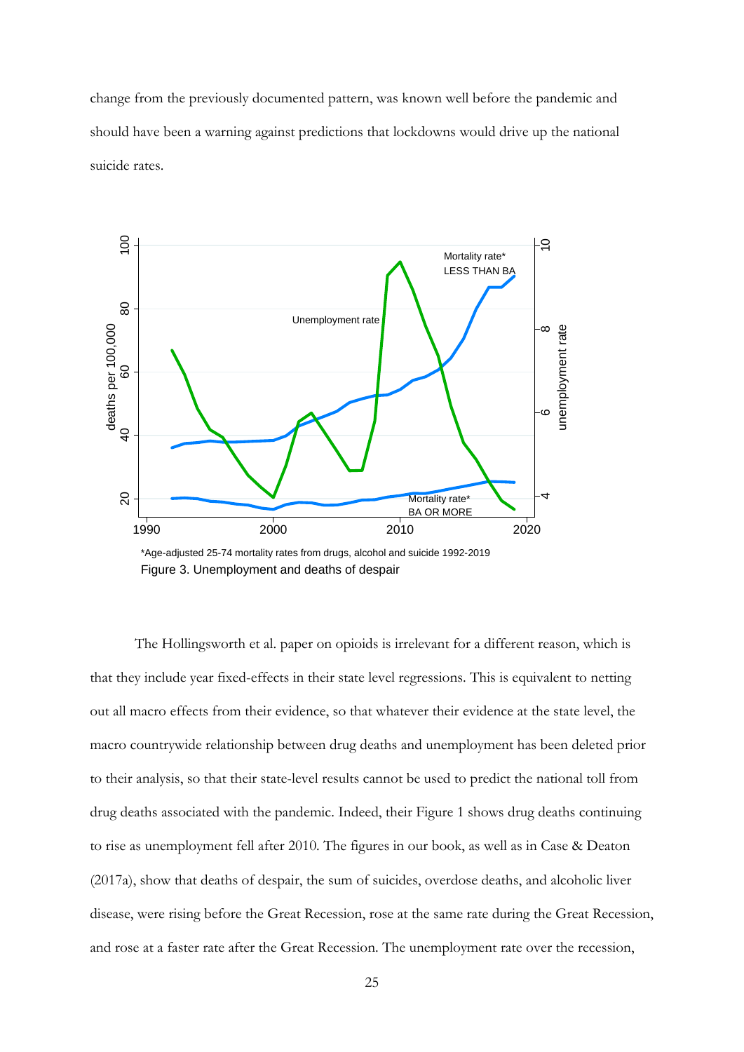change from the previously documented pattern, was known well before the pandemic and should have been a warning against predictions that lockdowns would drive up the national suicide rates.

*Age-adjusted 25-74 mortality rates from drugs, alcohol and suicide 1992-2019

Figure 3. Unemployment and deaths of despair

The Hollingsworth et al. paper on opioids is irrelevant for a different reason, which is that they include year fixed-effects in their state level regressions. This is equivalent to netting out all macro effects from their evidence, so that whatever their evidence at the state level, the macro countrywide relationship between drug deaths and unemployment has been deleted prior to their analysis, so that their state-level results cannot be used to predict the national toll from drug deaths associated with the pandemic. Indeed, their Figure 1 shows drug deaths continuing to rise as unemployment fell after 2010. The figures in our book, as well as in Case & Deaton (2017a), show that deaths of despair, the sum of suicides, overdose deaths, and alcoholic liver disease, were rising before the Great Recession, rose at the same rate during the Great Recession, and rose at a faster rate after the Great Recession. The unemployment rate over the recession,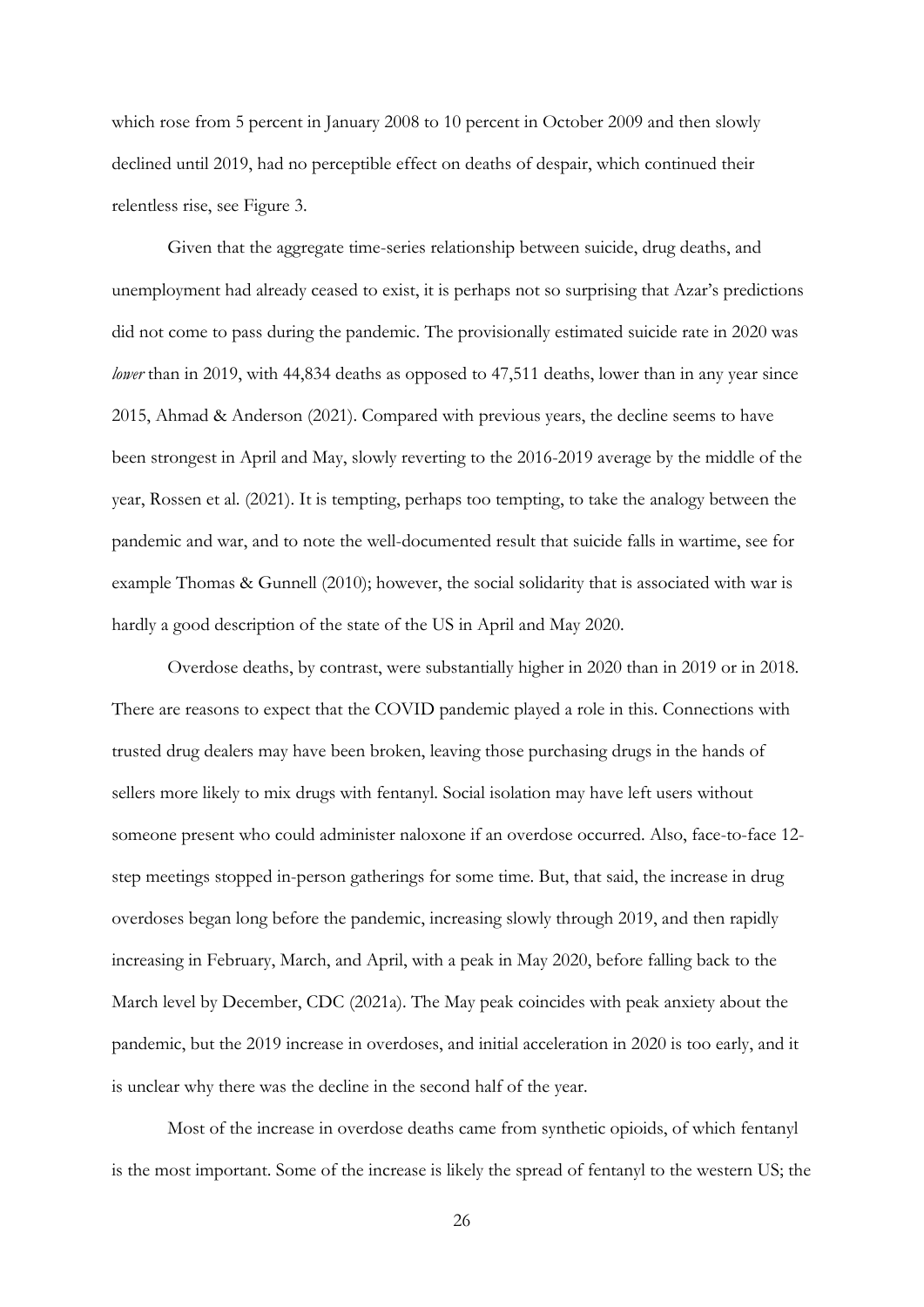which rose from 5 percent in January 2008 to 10 percent in October 2009 and then slowly declined until 2019, had no perceptible effect on deaths of despair, which continued their relentless rise, see Figure 3.

Given that the aggregate time-series relationship between suicide, drug deaths, and unemployment had already ceased to exist, it is perhaps not so surprising that Azar's predictions did not come to pass during the pandemic. The provisionally estimated suicide rate in 2020 was *lower* than in 2019, with 44,834 deaths as opposed to 47,511 deaths, lower than in any year since 2015, Ahmad & Anderson (2021). Compared with previous years, the decline seems to have been strongest in April and May, slowly reverting to the 2016-2019 average by the middle of the year, Rossen et al. (2021). It is tempting, perhaps too tempting, to take the analogy between the pandemic and war, and to note the well-documented result that suicide falls in wartime, see for example Thomas & Gunnell (2010); however, the social solidarity that is associated with war is hardly a good description of the state of the US in April and May 2020.

Overdose deaths, by contrast, were substantially higher in 2020 than in 2019 or in 2018. There are reasons to expect that the COVID pandemic played a role in this. Connections with trusted drug dealers may have been broken, leaving those purchasing drugs in the hands of sellers more likely to mix drugs with fentanyl. Social isolation may have left users without someone present who could administer naloxone if an overdose occurred. Also, face-to-face 12-step meetings stopped in-person gatherings for some time. But, that said, the increase in drug overdoses began long before the pandemic, increasing slowly through 2019, and then rapidly increasing in February, March, and April, with a peak in May 2020, before falling back to the March level by December, CDC (2021a). The May peak coincides with peak anxiety about the pandemic, but the 2019 increase in overdoses, and initial acceleration in 2020 is too early, and it is unclear why there was the decline in the second half of the year.

Most of the increase in overdose deaths came from synthetic opioids, of which fentanyl is the most important. Some of the increase is likely the spread of fentanyl to the western US; the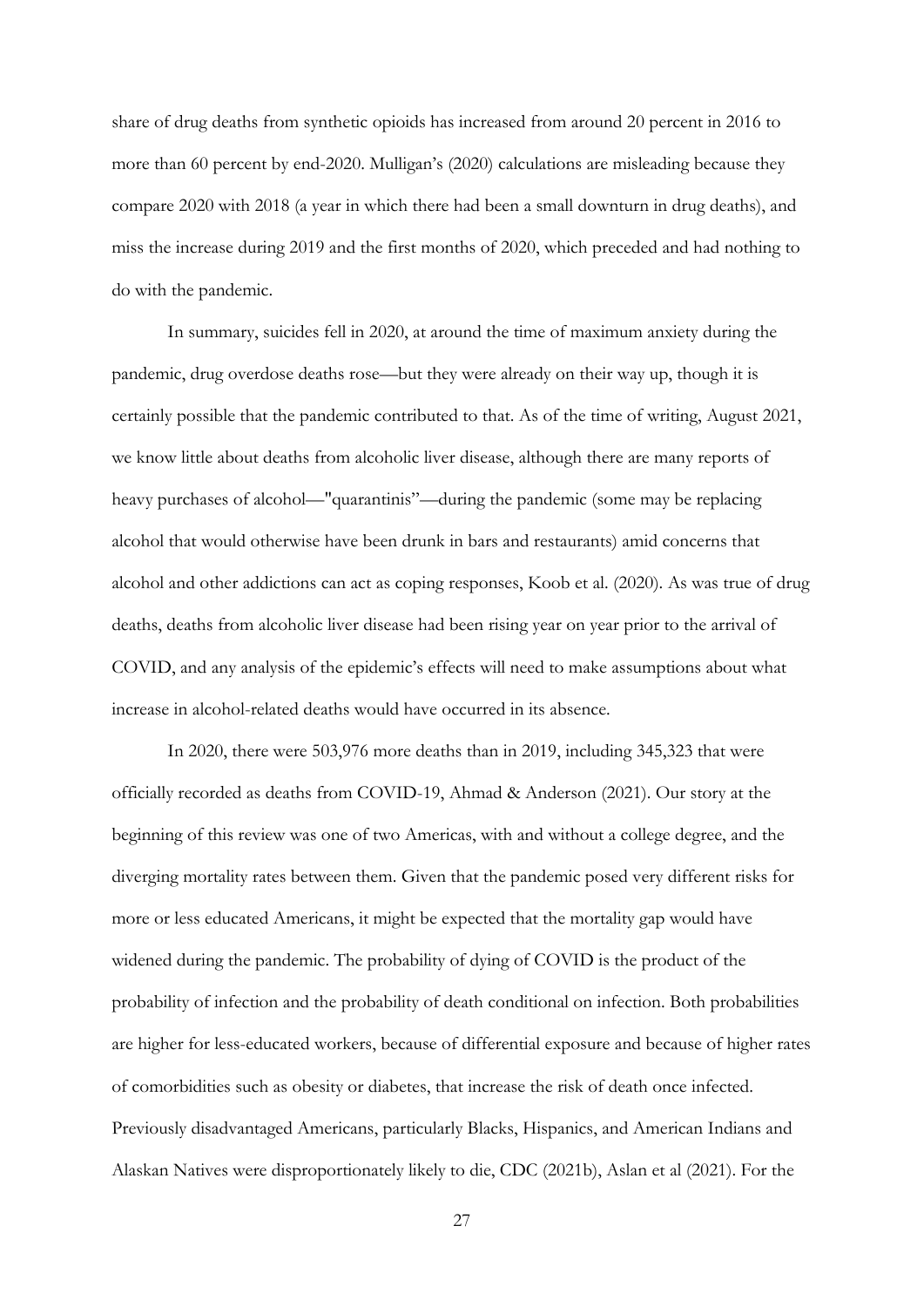share of drug deaths from synthetic opioids has increased from around 20 percent in 2016 to more than 60 percent by end-2020. Mulligan's (2020) calculations are misleading because they compare 2020 with 2018 (a year in which there had been a small downturn in drug deaths), and miss the increase during 2019 and the first months of 2020, which preceded and had nothing to do with the pandemic.

In summary, suicides fell in 2020, at around the time of maximum anxiety during the pandemic, drug overdose deaths rose—but they were already on their way up, though it is certainly possible that the pandemic contributed to that. As of the time of writing, August 2021, we know little about deaths from alcoholic liver disease, although there are many reports of heavy purchases of alcohol—"quarantinis"—during the pandemic (some may be replacing alcohol that would otherwise have been drunk in bars and restaurants) amid concerns that alcohol and other addictions can act as coping responses, Koob et al. (2020). As was true of drug deaths, deaths from alcoholic liver disease had been rising year on year prior to the arrival of COVID, and any analysis of the epidemic's effects will need to make assumptions about what increase in alcohol-related deaths would have occurred in its absence.

In 2020, there were 503,976 more deaths than in 2019, including 345,323 that were officially recorded as deaths from COVID-19, Ahmad & Anderson (2021). Our story at the beginning of this review was one of two Americas, with and without a college degree, and the diverging mortality rates between them. Given that the pandemic posed very different risks for more or less educated Americans, it might be expected that the mortality gap would have widened during the pandemic. The probability of dying of COVID is the product of the probability of infection and the probability of death conditional on infection. Both probabilities are higher for less-educated workers, because of differential exposure and because of higher rates of comorbidities such as obesity or diabetes, that increase the risk of death once infected. Previously disadvantaged Americans, particularly Blacks, Hispanics, and American Indians and Alaskan Natives were disproportionately likely to die, CDC (2021b), Aslan et al (2021). For the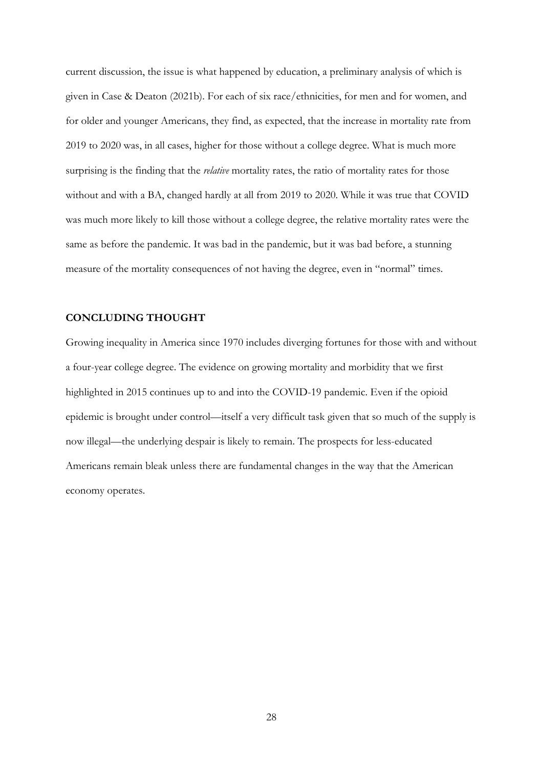current discussion, the issue is what happened by education, a preliminary analysis of which is given in Case & Deaton (2021b). For each of six race/ethnicities, for men and for women, and for older and younger Americans, they find, as expected, that the increase in mortality rate from 2019 to 2020 was, in all cases, higher for those without a college degree. What is much more surprising is the finding that the *relative* mortality rates, the ratio of mortality rates for those without and with a BA, changed hardly at all from 2019 to 2020. While it was true that COVID was much more likely to kill those without a college degree, the relative mortality rates were the same as before the pandemic. It was bad in the pandemic, but it was bad before, a stunning measure of the mortality consequences of not having the degree, even in "normal" times.

## CONCLUDING THOUGHT

Growing inequality in America since 1970 includes diverging fortunes for those with and without a four-year college degree. The evidence on growing mortality and morbidity that we first highlighted in 2015 continues up to and into the COVID-19 pandemic. Even if the opioid epidemic is brought under control—itself a very difficult task given that so much of the supply is now illegal—the underlying despair is likely to remain. The prospects for less-educated Americans remain bleak unless there are fundamental changes in the way that the American economy operates.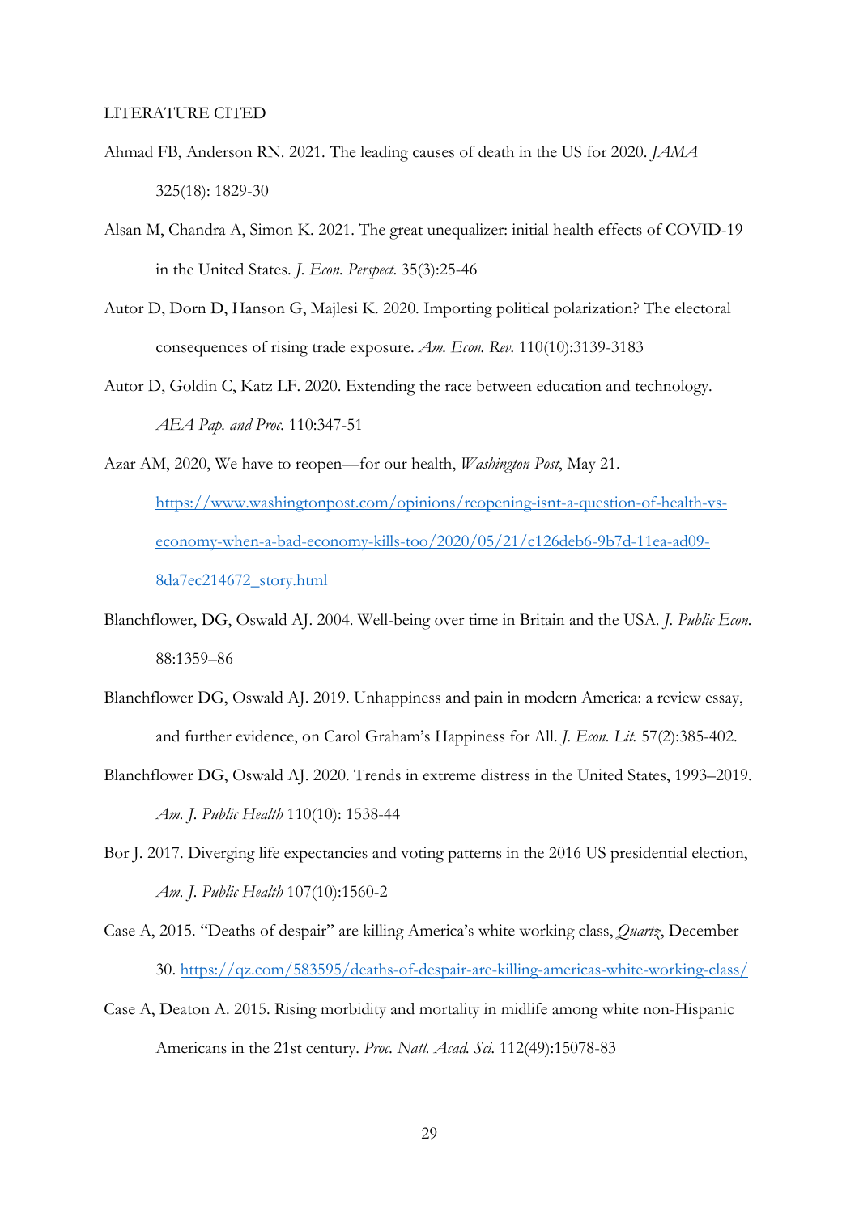LITERATURE CITED

Ahmad FB, Anderson RN. 2021. The leading causes of death in the US for 2020. *JAMA* 325(18): 1829-30

Alsan M, Chandra A, Simon K. 2021. The great unequalizer: initial health effects of COVID-19 in the United States. *J. Econ. Perspect.* 35(3):25-46

Autor D, Dorn D, Hanson G, Majlesi K. 2020. Importing political polarization? The electoral consequences of rising trade exposure. *Am. Econ. Rev.* 110(10):3139-3183

Autor D, Goldin C, Katz LF. 2020. Extending the race between education and technology. *AEA Pap. and Proc.* 110:347-51

Azar AM, 2020, We have to reopen—for our health, *Washington Post*, May 21. https://www.washingtonpost.com/opinions/reopening-isnt-a-question-of-health-vs-economy-when-a-bad-economy-kills-too/2020/05/21/c126deb6-9b7d-11ea-ad09-8da7ec214672_story.html

Blanchflower, DG, Oswald AJ. 2004. Well-being over time in Britain and the USA. *J. Public Econ.* 88:1359–86

Blanchflower DG, Oswald AJ. 2019. Unhappiness and pain in modern America: a review essay, and further evidence, on Carol Graham's Happiness for All. *J. Econ. Lit.* 57(2):385-402.

Blanchflower DG, Oswald AJ. 2020. Trends in extreme distress in the United States, 1993–2019. *Am. J. Public Health* 110(10): 1538-44

Bor J. 2017. Diverging life expectancies and voting patterns in the 2016 US presidential election, *Am. J. Public Health* 107(10):1560-2

Case A, 2015. "Deaths of despair" are killing America's white working class, *Quartz*, December 30. https://qz.com/583595/deaths-of-despair-are-killing-americas-white-working-class/

Case A, Deaton A. 2015. Rising morbidity and mortality in midlife among white non-Hispanic Americans in the 21st century. *Proc. Natl. Acad. Sci.* 112(49):15078-83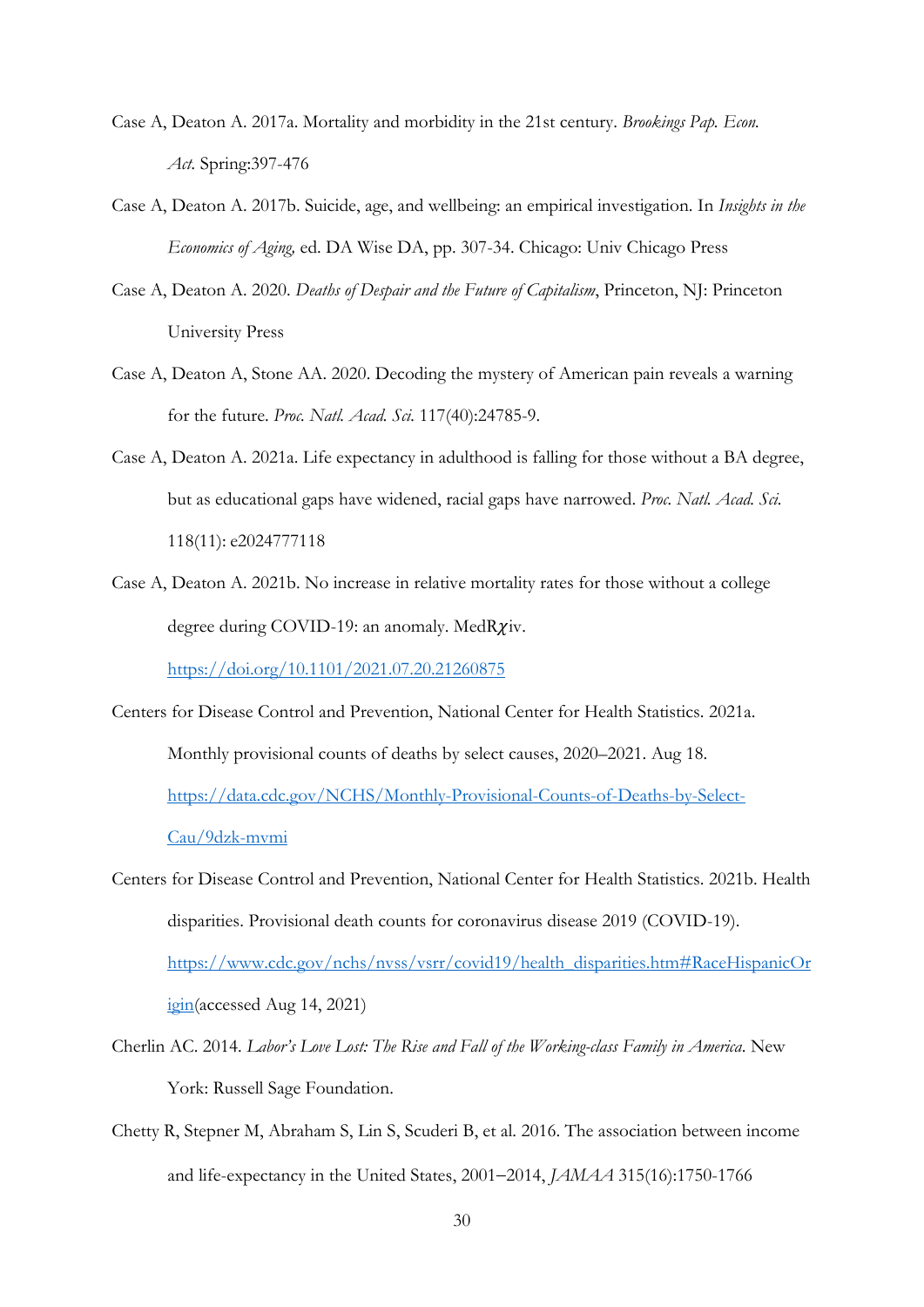Case A, Deaton A. 2017a. Mortality and morbidity in the 21st century. *Brookings Pap. Econ. Act.* Spring:397-476

Case A, Deaton A. 2017b. Suicide, age, and wellbeing: an empirical investigation. In *Insights in the Economics of Aging,* ed. DA Wise DA, pp. 307-34. Chicago: Univ Chicago Press

Case A, Deaton A. 2020. *Deaths of Despair and the Future of Capitalism*, Princeton, NJ: Princeton University Press

Case A, Deaton A, Stone AA. 2020. Decoding the mystery of American pain reveals a warning for the future. *Proc. Natl. Acad. Sci.* 117(40):24785-9.

Case A, Deaton A. 2021a. Life expectancy in adulthood is falling for those without a BA degree, but as educational gaps have widened, racial gaps have narrowed. *Proc. Natl. Acad. Sci.* 118(11): e2024777118

Case A, Deaton A. 2021b. No increase in relative mortality rates for those without a college degree during COVID-19: an anomaly. MedRχiv. https://doi.org/10.1101/2021.07.20.21260875

Centers for Disease Control and Prevention, National Center for Health Statistics. 2021a. Monthly provisional counts of deaths by select causes, 2020–2021. Aug 18. https://data.cdc.gov/NCHS/Monthly-Provisional-Counts-of-Deaths-by-Select-Cau/9dzk-mvmi

Centers for Disease Control and Prevention, National Center for Health Statistics. 2021b. Health disparities. Provisional death counts for coronavirus disease 2019 (COVID-19). https://www.cdc.gov/nchs/nvss/vsrr/covid19/health_disparities.htm#RaceHispanicOrigin(accessed Aug 14, 2021)

Cherlin AC. 2014. *Labor's Love Lost: The Rise and Fall of the Working-class Family in America*. New York: Russell Sage Foundation.

Chetty R, Stepner M, Abraham S, Lin S, Scuderi B, et al. 2016. The association between income and life-expectancy in the United States, 2001–2014, *JAMAA* 315(16):1750-1766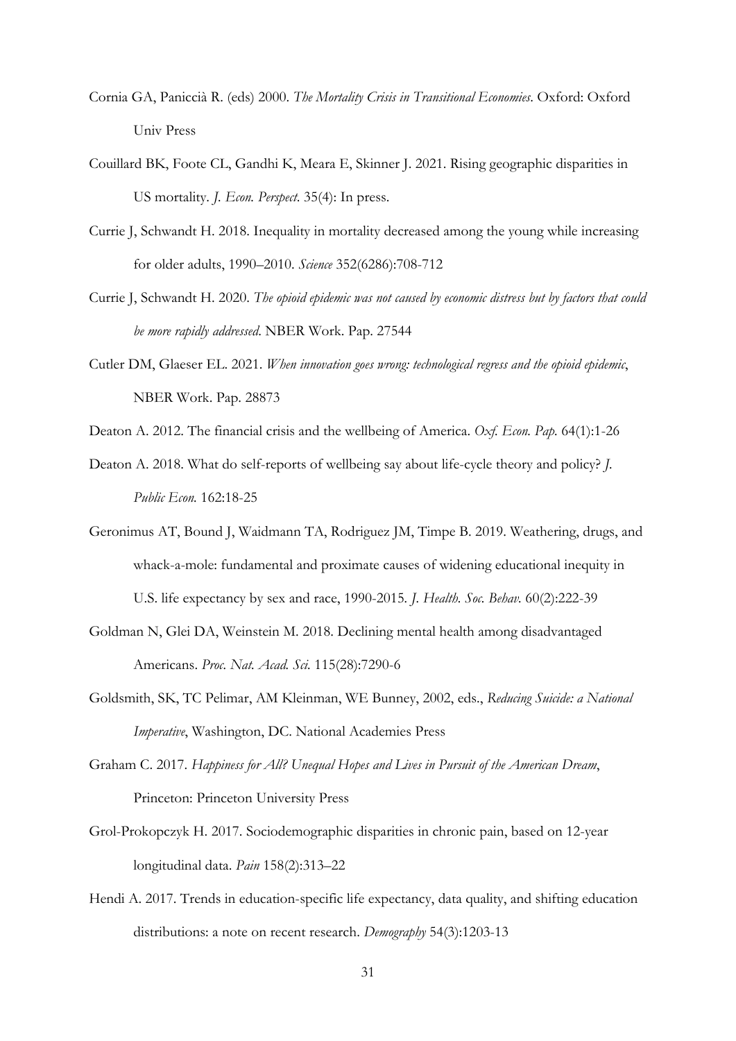Cornia GA, Paniccià R. (eds) 2000. *The Mortality Crisis in Transitional Economies*. Oxford: Oxford Univ Press

Couillard BK, Foote CL, Gandhi K, Meara E, Skinner J. 2021. Rising geographic disparities in US mortality. *J. Econ. Perspect.* 35(4): In press.

Currie J, Schwandt H. 2018. Inequality in mortality decreased among the young while increasing for older adults, 1990–2010. *Science* 352(6286):708-712

Currie J, Schwandt H. 2020. *The opioid epidemic was not caused by economic distress but by factors that could be more rapidly addressed*. NBER Work. Pap. 27544

Cutler DM, Glaeser EL. 2021. *When innovation goes wrong: technological regress and the opioid epidemic*, NBER Work. Pap. 28873

Deaton A. 2012. The financial crisis and the wellbeing of America. *Oxf. Econ. Pap.* 64(1):1-26

Deaton A. 2018. What do self-reports of wellbeing say about life-cycle theory and policy? *J. Public Econ.* 162:18-25

Geronimus AT, Bound J, Waidmann TA, Rodriguez JM, Timpe B. 2019. Weathering, drugs, and whack-a-mole: fundamental and proximate causes of widening educational inequity in U.S. life expectancy by sex and race, 1990-2015. *J. Health. Soc. Behav.* 60(2):222-39

Goldman N, Glei DA, Weinstein M. 2018. Declining mental health among disadvantaged Americans. *Proc. Nat. Acad. Sci.* 115(28):7290-6

Goldsmith, SK, TC Pelimar, AM Kleinman, WE Bunney, 2002, eds., *Reducing Suicide: a National Imperative*, Washington, DC. National Academies Press

Graham C. 2017. *Happiness for All? Unequal Hopes and Lives in Pursuit of the American Dream*, Princeton: Princeton University Press

Grol-Prokopczyk H. 2017. Sociodemographic disparities in chronic pain, based on 12-year longitudinal data. *Pain* 158(2):313–22

Hendi A. 2017. Trends in education-specific life expectancy, data quality, and shifting education distributions: a note on recent research. *Demography* 54(3):1203-13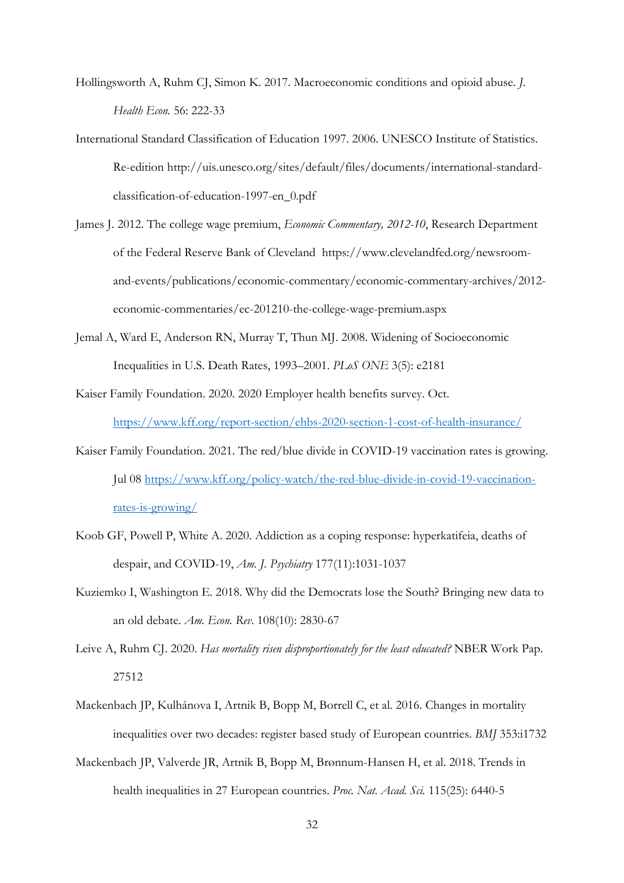Hollingsworth A, Ruhm CJ, Simon K. 2017. Macroeconomic conditions and opioid abuse. *J. Health Econ.* 56: 222-33

International Standard Classification of Education 1997. 2006. UNESCO Institute of Statistics. Re-edition http://uis.unesco.org/sites/default/files/documents/international-standard-classification-of-education-1997-en_0.pdf

James J. 2012. The college wage premium, *Economic Commentary, 2012-10*, Research Department of the Federal Reserve Bank of Cleveland https://www.clevelandfed.org/newsroom-and-events/publications/economic-commentary/economic-commentary-archives/2012-economic-commentaries/ec-201210-the-college-wage-premium.aspx

Jemal A, Ward E, Anderson RN, Murray T, Thun MJ. 2008. Widening of Socioeconomic Inequalities in U.S. Death Rates, 1993–2001. *PLoS ONE* 3(5): e2181

Kaiser Family Foundation. 2020. 2020 Employer health benefits survey. Oct. https://www.kff.org/report-section/ehbs-2020-section-1-cost-of-health-insurance/

Kaiser Family Foundation. 2021. The red/blue divide in COVID-19 vaccination rates is growing. Jul 08 https://www.kff.org/policy-watch/the-red-blue-divide-in-covid-19-vaccination-rates-is-growing/

Koob GF, Powell P, White A. 2020. Addiction as a coping response: hyperkatifeia, deaths of despair, and COVID-19, *Am. J. Psychiatry* 177(11):1031-1037

Kuziemko I, Washington E. 2018. Why did the Democrats lose the South? Bringing new data to an old debate. *Am. Econ. Rev*. 108(10): 2830-67

Leive A, Ruhm CJ. 2020. *Has mortality risen disproportionately for the least educated?* NBER Work Pap. 27512

Mackenbach JP, Kulhánova I, Artnik B, Bopp M, Borrell C, et al. 2016. Changes in mortality inequalities over two decades: register based study of European countries. *BMJ* 353:i1732

Mackenbach JP, Valverde JR, Artnik B, Bopp M, Brønnum-Hansen H, et al. 2018. Trends in health inequalities in 27 European countries. *Proc. Nat. Acad. Sci.* 115(25): 6440-5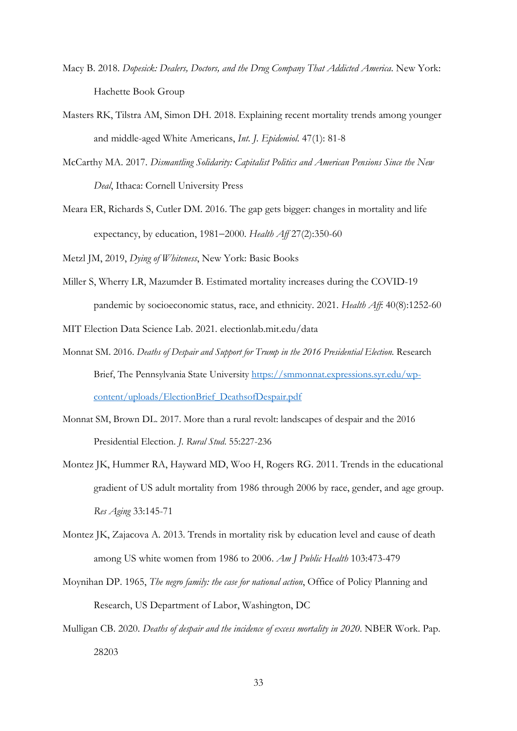Macy B. 2018. *Dopesick: Dealers, Doctors, and the Drug Company That Addicted America*. New York: Hachette Book Group

Masters RK, Tilstra AM, Simon DH. 2018. Explaining recent mortality trends among younger and middle-aged White Americans, *Int. J. Epidemiol.* 47(1): 81-8

McCarthy MA. 2017. *Dismantling Solidarity: Capitalist Politics and American Pensions Since the New Deal*, Ithaca: Cornell University Press

Meara ER, Richards S, Cutler DM. 2016. The gap gets bigger: changes in mortality and life expectancy, by education, 1981–2000. *Health Aff* 27(2):350-60

Metzl JM, 2019, *Dying of Whiteness*, New York: Basic Books

Miller S, Wherry LR, Mazumder B. Estimated mortality increases during the COVID-19 pandemic by socioeconomic status, race, and ethnicity. 2021. *Health Aff*: 40(8):1252-60

MIT Election Data Science Lab. 2021. electionlab.mit.edu/data

Monnat SM. 2016. *Deaths of Despair and Support for Trump in the 2016 Presidential Election.* Research Brief, The Pennsylvania State University [https://smmonnat.expressions.syr.edu/wp-content/uploads/ElectionBrief_DeathsofDespair.pdf](https://smmonnat.expressions.syr.edu/wp-content/uploads/ElectionBrief_DeathsofDespair.pdf)

Monnat SM, Brown DL. 2017. More than a rural revolt: landscapes of despair and the 2016 Presidential Election. *J. Rural Stud.* 55:227-236

Montez JK, Hummer RA, Hayward MD, Woo H, Rogers RG. 2011. Trends in the educational gradient of US adult mortality from 1986 through 2006 by race, gender, and age group. *Res Aging* 33:145-71

Montez JK, Zajacova A. 2013. Trends in mortality risk by education level and cause of death among US white women from 1986 to 2006. *Am J Public Health* 103:473-479

Moynihan DP. 1965, *The negro family: the case for national action*, Office of Policy Planning and Research, US Department of Labor, Washington, DC

Mulligan CB. 2020. *Deaths of despair and the incidence of excess mortality in 2020*. NBER Work. Pap. 28203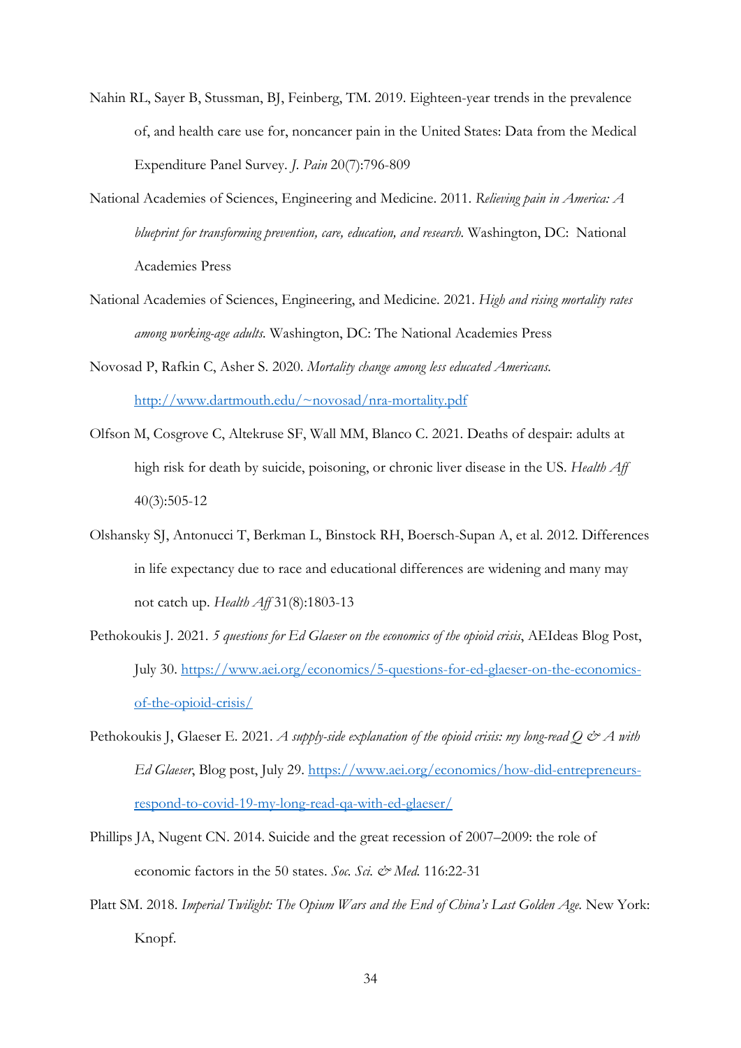Nahin RL, Sayer B, Stussman, BJ, Feinberg, TM. 2019. Eighteen-year trends in the prevalence of, and health care use for, noncancer pain in the United States: Data from the Medical Expenditure Panel Survey. *J. Pain* 20(7):796-809

National Academies of Sciences, Engineering and Medicine. 2011. *Relieving pain in America: A blueprint for transforming prevention, care, education, and research.* Washington, DC: National Academies Press

National Academies of Sciences, Engineering, and Medicine. 2021. *High and rising mortality rates among working-age adults.* Washington, DC: The National Academies Press

Novosad P, Rafkin C, Asher S. 2020. *Mortality change among less educated Americans.* http://www.dartmouth.edu/~novosad/nra-mortality.pdf

Olfson M, Cosgrove C, Altekruse SF, Wall MM, Blanco C. 2021. Deaths of despair: adults at high risk for death by suicide, poisoning, or chronic liver disease in the US. *Health Aff* 40(3):505-12

Olshansky SJ, Antonucci T, Berkman L, Binstock RH, Boersch-Supan A, et al. 2012. Differences in life expectancy due to race and educational differences are widening and many may not catch up. *Health Aff* 31(8):1803-13

Pethokoukis J. 2021. *5 questions for Ed Glaeser on the economics of the opioid crisis*, AEIdeas Blog Post, July 30. https://www.aei.org/economics/5-questions-for-ed-glaeser-on-the-economics-of-the-opioid-crisis/

Pethokoukis J, Glaeser E. 2021. *A supply-side explanation of the opioid crisis: my long-read Q & A with Ed Glaeser*, Blog post, July 29. https://www.aei.org/economics/how-did-entrepreneurs-respond-to-covid-19-my-long-read-qa-with-ed-glaeser/

Phillips JA, Nugent CN. 2014. Suicide and the great recession of 2007–2009: the role of economic factors in the 50 states. *Soc. Sci. & Med.* 116:22-31

Platt SM. 2018. *Imperial Twilight: The Opium Wars and the End of China's Last Golden Age.* New York: Knopf.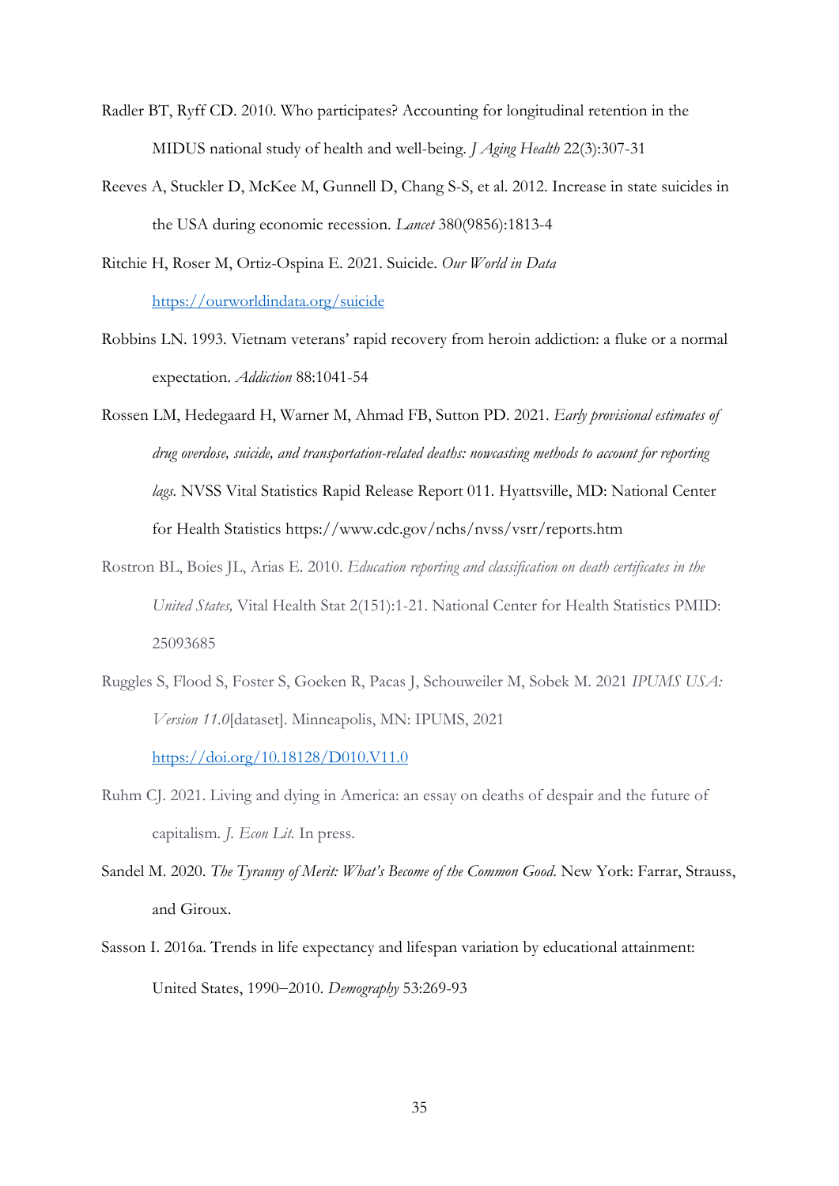Radler BT, Ryff CD. 2010. Who participates? Accounting for longitudinal retention in the MIDUS national study of health and well-being. *J Aging Health* 22(3):307-31

Reeves A, Stuckler D, McKee M, Gunnell D, Chang S-S, et al. 2012. Increase in state suicides in the USA during economic recession. *Lancet* 380(9856):1813-4

Ritchie H, Roser M, Ortiz-Ospina E. 2021. Suicide. *Our World in Data* https://ourworldindata.org/suicide

Robbins LN. 1993. Vietnam veterans' rapid recovery from heroin addiction: a fluke or a normal expectation. *Addiction* 88:1041-54

Rossen LM, Hedegaard H, Warner M, Ahmad FB, Sutton PD. 2021. *Early provisional estimates of drug overdose, suicide, and transportation-related deaths: nowcasting methods to account for reporting lags.* NVSS Vital Statistics Rapid Release Report 011. Hyattsville, MD: National Center for Health Statistics https://www.cdc.gov/nchs/nvss/vsrr/reports.htm

Rostron BL, Boies JL, Arias E. 2010. *Education reporting and classification on death certificates in the United States,* Vital Health Stat 2(151):1-21. National Center for Health Statistics PMID: 25093685

Ruggles S, Flood S, Foster S, Goeken R, Pacas J, Schouweiler M, Sobek M. 2021 *IPUMS USA: Version 11.0*[dataset]. Minneapolis, MN: IPUMS, 2021 https://doi.org/10.18128/D010.V11.0

Ruhm CJ. 2021. Living and dying in America: an essay on deaths of despair and the future of capitalism. *J. Econ Lit.* In press.

Sandel M. 2020. *The Tyranny of Merit: What's Become of the Common Good.* New York: Farrar, Strauss, and Giroux.

Sasson I. 2016a. Trends in life expectancy and lifespan variation by educational attainment: United States, 1990–2010. *Demography* 53:269-93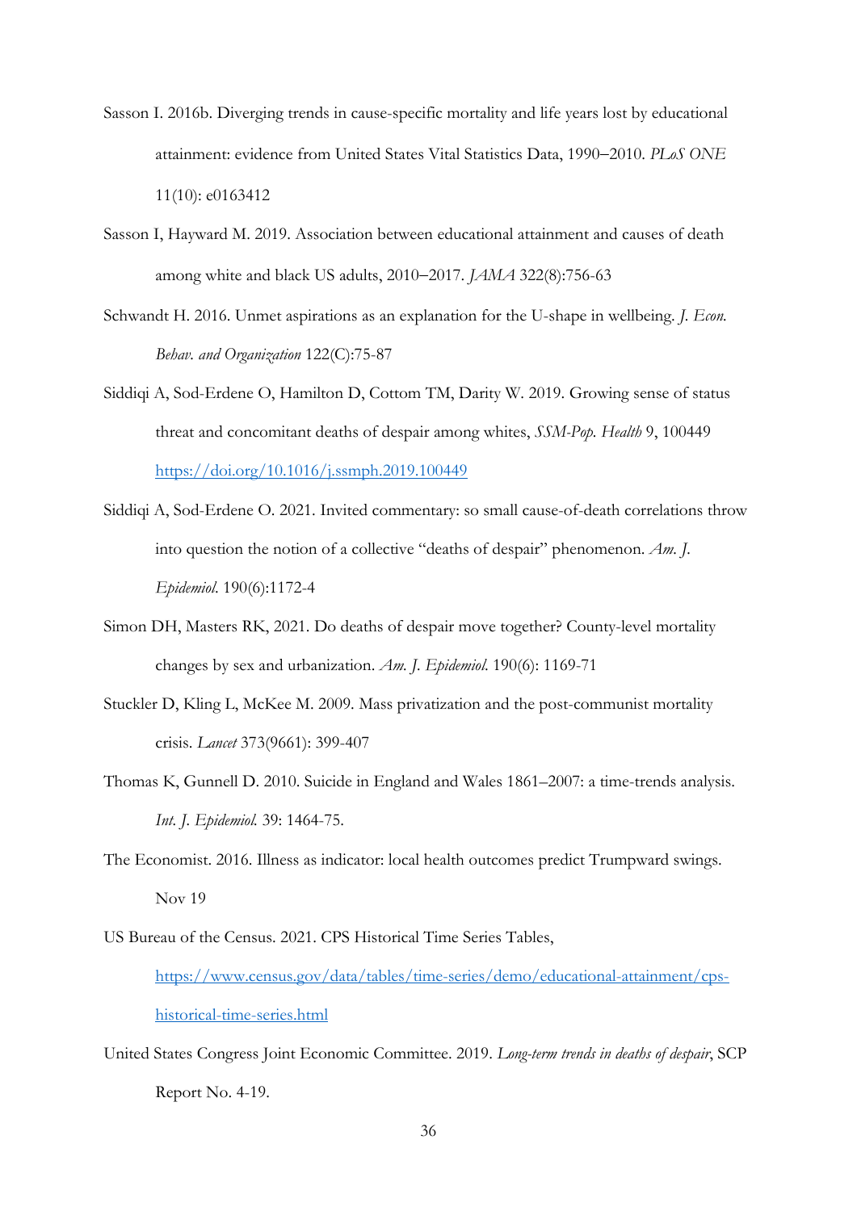Sasson I. 2016b. Diverging trends in cause-specific mortality and life years lost by educational attainment: evidence from United States Vital Statistics Data, 1990–2010. *PLoS ONE* 11(10): e0163412

Sasson I, Hayward M. 2019. Association between educational attainment and causes of death among white and black US adults, 2010–2017. *JAMA* 322(8):756-63

Schwandt H. 2016. Unmet aspirations as an explanation for the U-shape in wellbeing. *J. Econ. Behav. and Organization* 122(C):75-87

Siddiqi A, Sod-Erdene O, Hamilton D, Cottom TM, Darity W. 2019. Growing sense of status threat and concomitant deaths of despair among whites, *SSM-Pop. Health* 9, 100449 https://doi.org/10.1016/j.ssmph.2019.100449

Siddiqi A, Sod-Erdene O. 2021. Invited commentary: so small cause-of-death correlations throw into question the notion of a collective "deaths of despair" phenomenon. *Am. J. Epidemiol.* 190(6):1172-4

Simon DH, Masters RK, 2021. Do deaths of despair move together? County-level mortality changes by sex and urbanization. *Am. J. Epidemiol.* 190(6): 1169-71

Stuckler D, Kling L, McKee M. 2009. Mass privatization and the post-communist mortality crisis. *Lancet* 373(9661): 399-407

Thomas K, Gunnell D. 2010. Suicide in England and Wales 1861–2007: a time-trends analysis. *Int. J. Epidemiol.* 39: 1464-75.

The Economist. 2016. Illness as indicator: local health outcomes predict Trumpward swings. Nov 19

US Bureau of the Census. 2021. CPS Historical Time Series Tables, https://www.census.gov/data/tables/time-series/demo/educational-attainment/cps-historical-time-series.html

United States Congress Joint Economic Committee. 2019. *Long-term trends in deaths of despair*, SCP Report No. 4-19.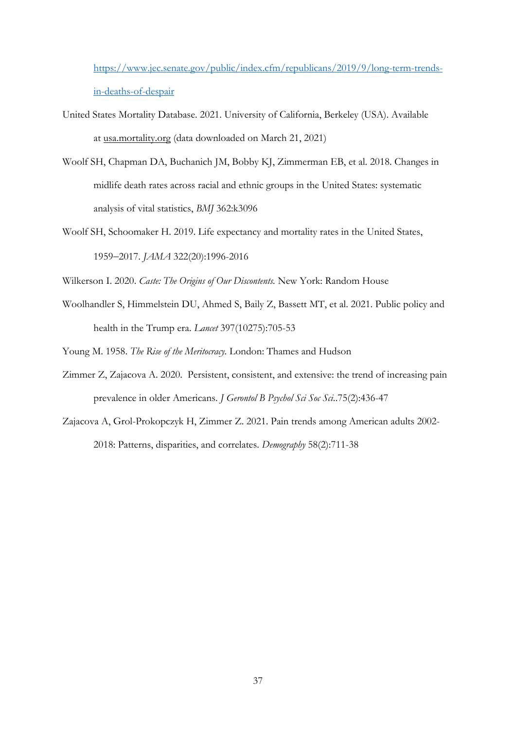https://www.jec.senate.gov/public/index.cfm/republicans/2019/9/long-term-trends-in-deaths-of-despair

United States Mortality Database. 2021. University of California, Berkeley (USA). Available at usa.mortality.org (data downloaded on March 21, 2021)

Woolf SH, Chapman DA, Buchanich JM, Bobby KJ, Zimmerman EB, et al. 2018. Changes in midlife death rates across racial and ethnic groups in the United States: systematic analysis of vital statistics, *BMJ* 362:k3096

Woolf SH, Schoomaker H. 2019. Life expectancy and mortality rates in the United States, 1959–2017. *JAMA* 322(20):1996-2016

Wilkerson I. 2020. *Caste: The Origins of Our Discontents.* New York: Random House

Woolhandler S, Himmelstein DU, Ahmed S, Baily Z, Bassett MT, et al. 2021. Public policy and health in the Trump era. *Lancet* 397(10275):705-53

Young M. 1958. *The Rise of the Meritocracy.* London: Thames and Hudson

Zimmer Z, Zajacova A. 2020. Persistent, consistent, and extensive: the trend of increasing pain prevalence in older Americans. *J Gerontol B Psychol Sci Soc Sci*..75(2):436-47

Zajacova A, Grol-Prokopczyk H, Zimmer Z. 2021. Pain trends among American adults 2002-2018: Patterns, disparities, and correlates. *Demography* 58(2):711-38